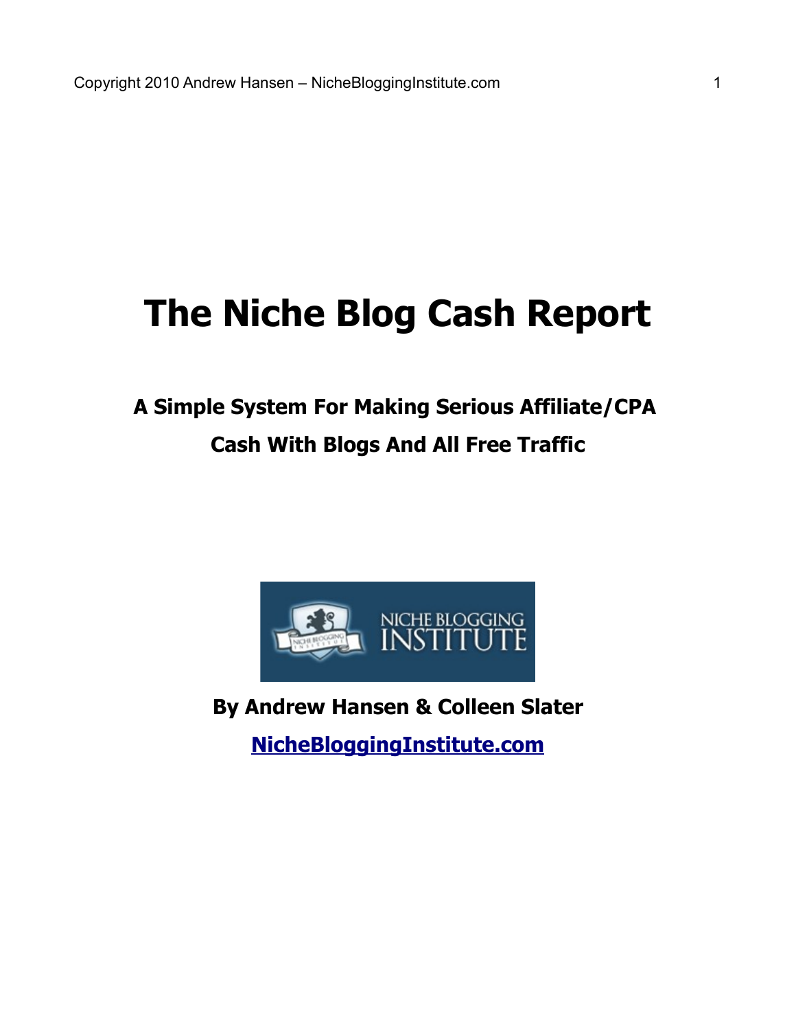# The Niche Blog Cash Report

## A Simple System For Making Serious Affiliate/CPA Cash With Blogs And All Free Traffic

**By Andrew Hansen & Colleen Slater**

**NicheBloggingInstitute.com**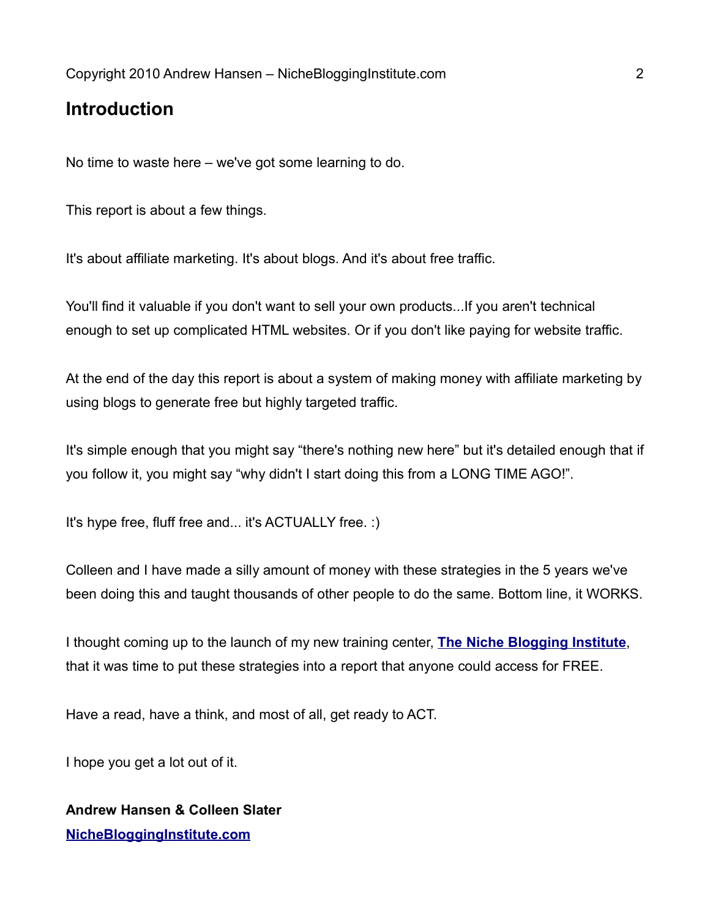# Introduction

No time to waste here – we've got some learning to do.

This report is about a few things.

It's about affiliate marketing. It's about blogs. And it's about free traffic.

You'll find it valuable if you don't want to sell your own products...If you aren't technical enough to set up complicated HTML websites. Or if you don't like paying for website traffic.

At the end of the day this report is about a system of making money with affiliate marketing by using blogs to generate free but highly targeted traffic.

It's simple enough that you might say "there's nothing new here" but it's detailed enough that if you follow it, you might say "why didn't I start doing this from a LONG TIME AGO!".

It's hype free, fluff free and... it's ACTUALLY free. :)

Colleen and I have made a silly amount of money with these strategies in the 5 years we've been doing this and taught thousands of other people to do the same. Bottom line, it WORKS.

I thought coming up to the launch of my new training center, **The Niche Blogging Institute**, that it was time to put these strategies into a report that anyone could access for FREE.

Have a read, have a think, and most of all, get ready to ACT.

I hope you get a lot out of it.

**Andrew Hansen & Colleen Slater**
**NicheBloggingInstitute.com**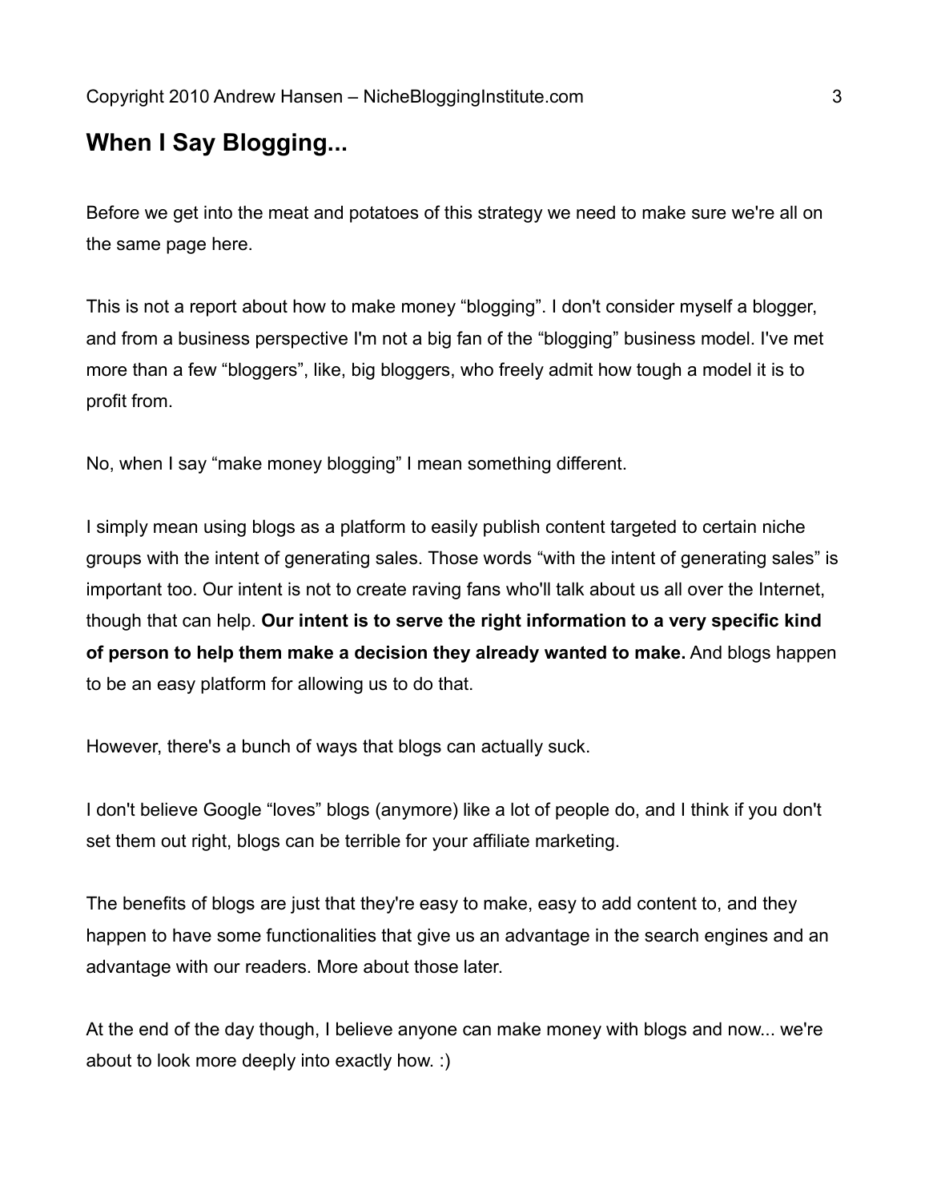## When I Say Blogging...

Before we get into the meat and potatoes of this strategy we need to make sure we're all on the same page here.

This is not a report about how to make money “blogging”. I don't consider myself a blogger, and from a business perspective I'm not a big fan of the “blogging” business model. I've met more than a few “bloggers”, like, big bloggers, who freely admit how tough a model it is to profit from.

No, when I say “make money blogging” I mean something different.

I simply mean using blogs as a platform to easily publish content targeted to certain niche groups with the intent of generating sales. Those words “with the intent of generating sales” is important too. Our intent is not to create raving fans who'll talk about us all over the Internet, though that can help. **Our intent is to serve the right information to a very specific kind of person to help them make a decision they already wanted to make.** And blogs happen to be an easy platform for allowing us to do that.

However, there's a bunch of ways that blogs can actually suck.

I don't believe Google “loves” blogs (anymore) like a lot of people do, and I think if you don't set them out right, blogs can be terrible for your affiliate marketing.

The benefits of blogs are just that they're easy to make, easy to add content to, and they happen to have some functionalities that give us an advantage in the search engines and an advantage with our readers. More about those later.

At the end of the day though, I believe anyone can make money with blogs and now... we're about to look more deeply into exactly how. :)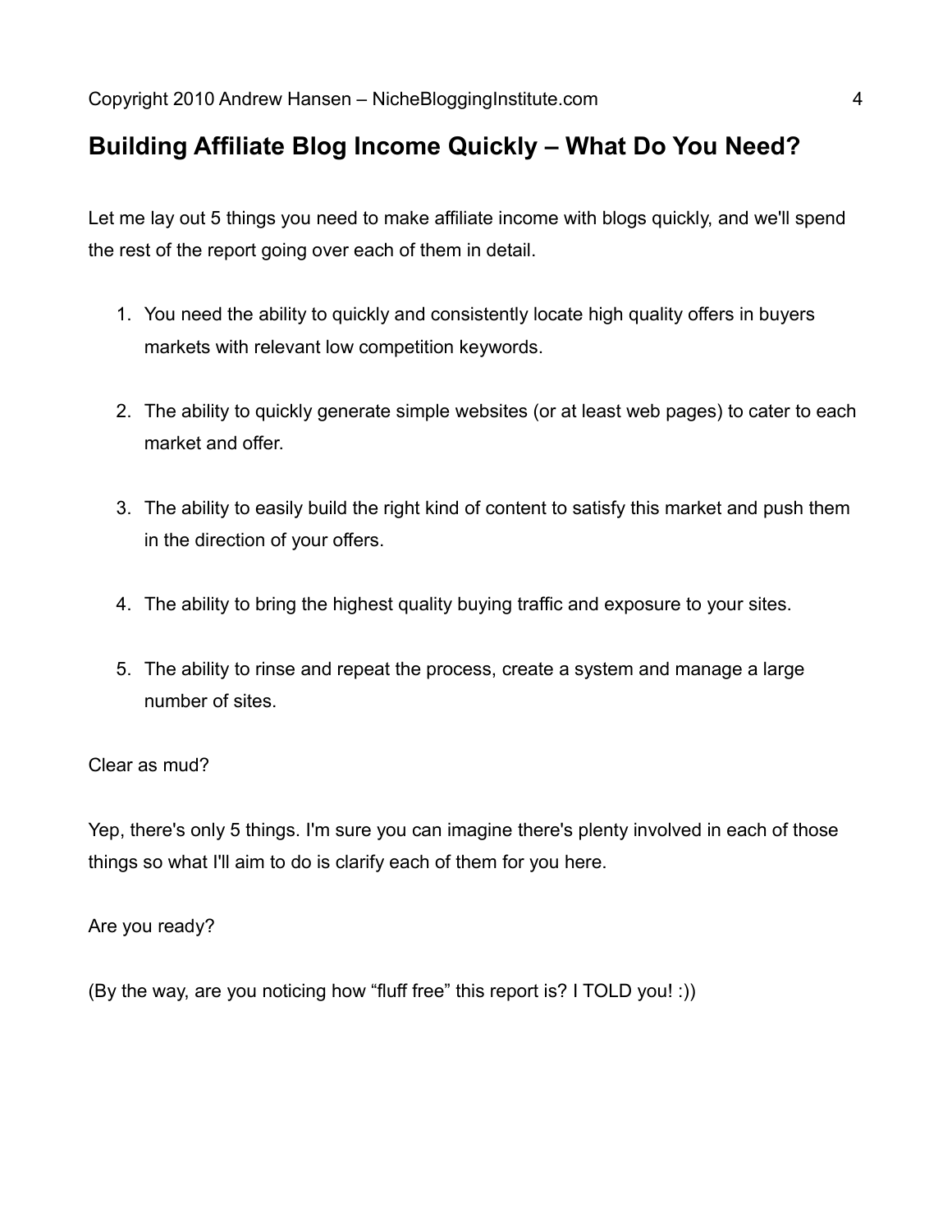## Building Affiliate Blog Income Quickly – What Do You Need?

Let me lay out 5 things you need to make affiliate income with blogs quickly, and we'll spend the rest of the report going over each of them in detail.

1. You need the ability to quickly and consistently locate high quality offers in buyers markets with relevant low competition keywords.

2. The ability to quickly generate simple websites (or at least web pages) to cater to each market and offer.

3. The ability to easily build the right kind of content to satisfy this market and push them in the direction of your offers.

4. The ability to bring the highest quality buying traffic and exposure to your sites.

5. The ability to rinse and repeat the process, create a system and manage a large number of sites.

Clear as mud?

Yep, there's only 5 things. I'm sure you can imagine there's plenty involved in each of those things so what I'll aim to do is clarify each of them for you here.

Are you ready?

(By the way, are you noticing how "fluff free" this report is? I TOLD you! :))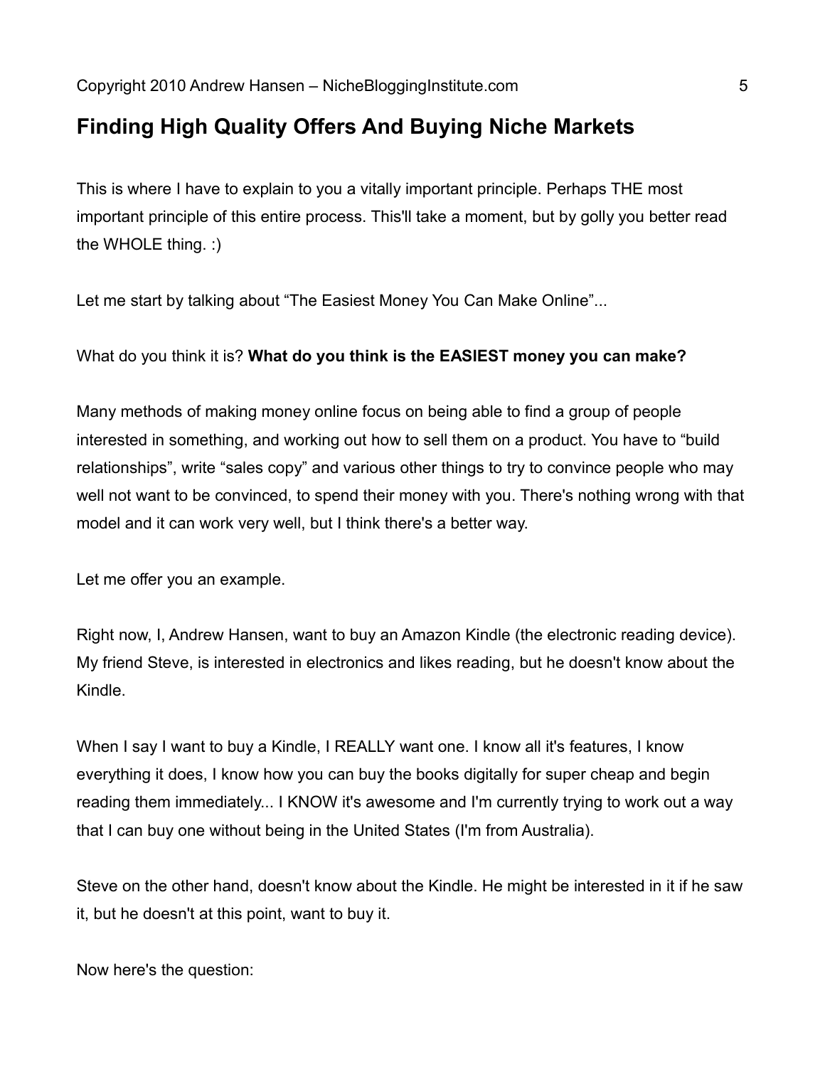## Finding High Quality Offers And Buying Niche Markets

This is where I have to explain to you a vitally important principle. Perhaps THE most important principle of this entire process. This'll take a moment, but by golly you better read the WHOLE thing. :)

Let me start by talking about "The Easiest Money You Can Make Online"...

What do you think it is? **What do you think is the EASIEST money you can make?**

Many methods of making money online focus on being able to find a group of people interested in something, and working out how to sell them on a product. You have to "build relationships", write "sales copy" and various other things to try to convince people who may well not want to be convinced, to spend their money with you. There's nothing wrong with that model and it can work very well, but I think there's a better way.

Let me offer you an example.

Right now, I, Andrew Hansen, want to buy an Amazon Kindle (the electronic reading device). My friend Steve, is interested in electronics and likes reading, but he doesn't know about the Kindle.

When I say I want to buy a Kindle, I REALLY want one. I know all it's features, I know everything it does, I know how you can buy the books digitally for super cheap and begin reading them immediately... I KNOW it's awesome and I'm currently trying to work out a way that I can buy one without being in the United States (I'm from Australia).

Steve on the other hand, doesn't know about the Kindle. He might be interested in it if he saw it, but he doesn't at this point, want to buy it.

Now here's the question: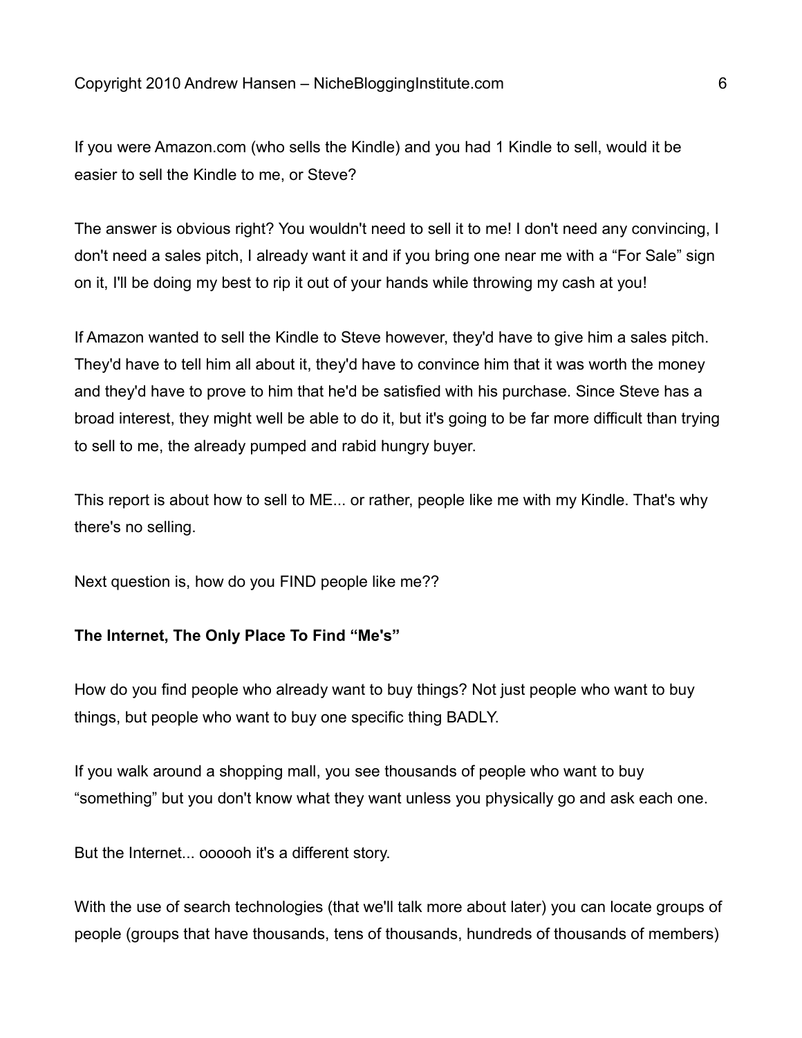If you were Amazon.com (who sells the Kindle) and you had 1 Kindle to sell, would it be easier to sell the Kindle to me, or Steve?

The answer is obvious right? You wouldn't need to sell it to me! I don't need any convincing, I don't need a sales pitch, I already want it and if you bring one near me with a "For Sale" sign on it, I'll be doing my best to rip it out of your hands while throwing my cash at you!

If Amazon wanted to sell the Kindle to Steve however, they'd have to give him a sales pitch. They'd have to tell him all about it, they'd have to convince him that it was worth the money and they'd have to prove to him that he'd be satisfied with his purchase. Since Steve has a broad interest, they might well be able to do it, but it's going to be far more difficult than trying to sell to me, the already pumped and rabid hungry buyer.

This report is about how to sell to ME... or rather, people like me with my Kindle. That's why there's no selling.

Next question is, how do you FIND people like me??

**The Internet, The Only Place To Find "Me's"**

How do you find people who already want to buy things? Not just people who want to buy things, but people who want to buy one specific thing BADLY.

If you walk around a shopping mall, you see thousands of people who want to buy "something" but you don't know what they want unless you physically go and ask each one.

But the Internet... oooooh it's a different story.

With the use of search technologies (that we'll talk more about later) you can locate groups of people (groups that have thousands, tens of thousands, hundreds of thousands of members)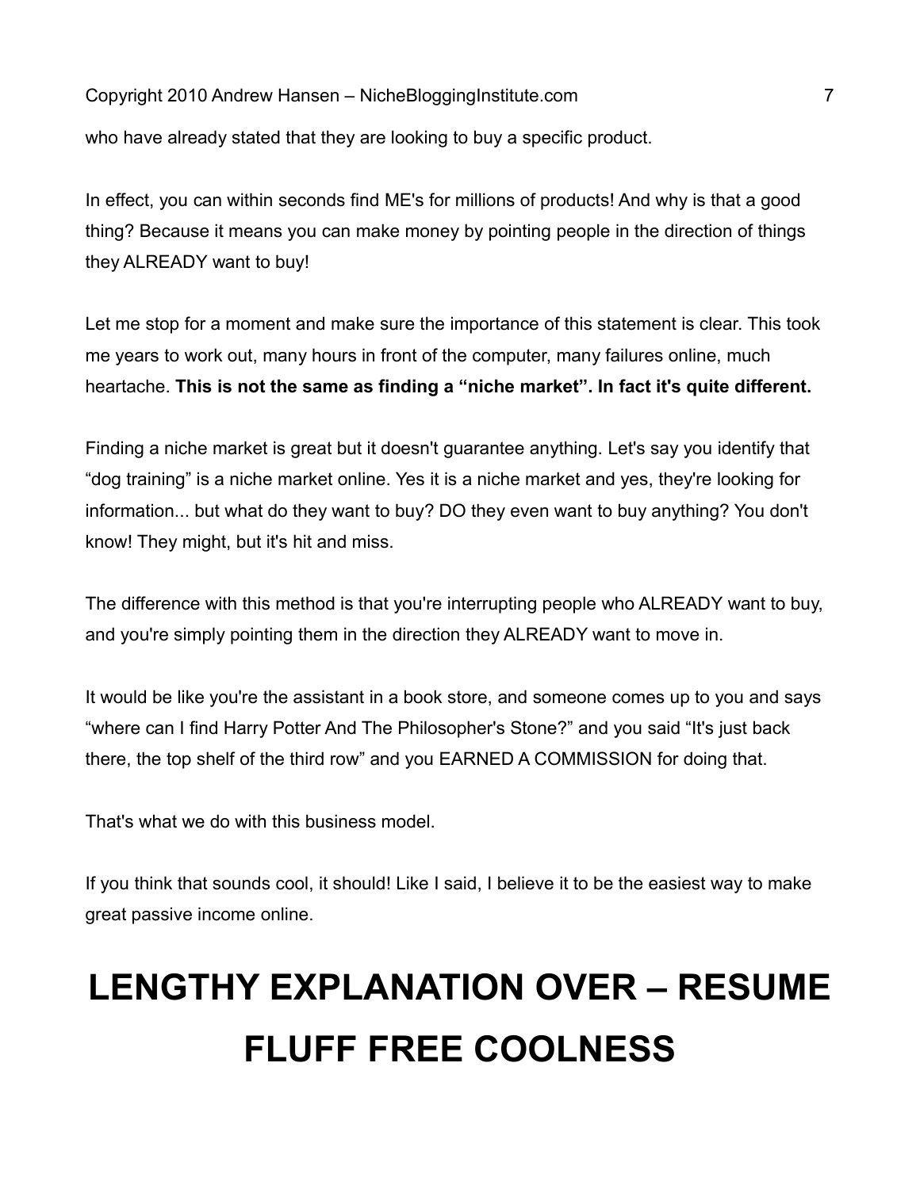who have already stated that they are looking to buy a specific product.

In effect, you can within seconds find ME's for millions of products! And why is that a good thing? Because it means you can make money by pointing people in the direction of things they ALREADY want to buy!

Let me stop for a moment and make sure the importance of this statement is clear. This took me years to work out, many hours in front of the computer, many failures online, much heartache. **This is not the same as finding a "niche market". In fact it's quite different.**

Finding a niche market is great but it doesn't guarantee anything. Let's say you identify that "dog training" is a niche market online. Yes it is a niche market and yes, they're looking for information... but what do they want to buy? DO they even want to buy anything? You don't know! They might, but it's hit and miss.

The difference with this method is that you're interrupting people who ALREADY want to buy, and you're simply pointing them in the direction they ALREADY want to move in.

It would be like you're the assistant in a book store, and someone comes up to you and says "where can I find Harry Potter And The Philosopher's Stone?" and you said "It's just back there, the top shelf of the third row" and you EARNED A COMMISSION for doing that.

That's what we do with this business model.

If you think that sounds cool, it should! Like I said, I believe it to be the easiest way to make great passive income online.

# LENGTHY EXPLANATION OVER – RESUME FLUFF FREE COOLNESS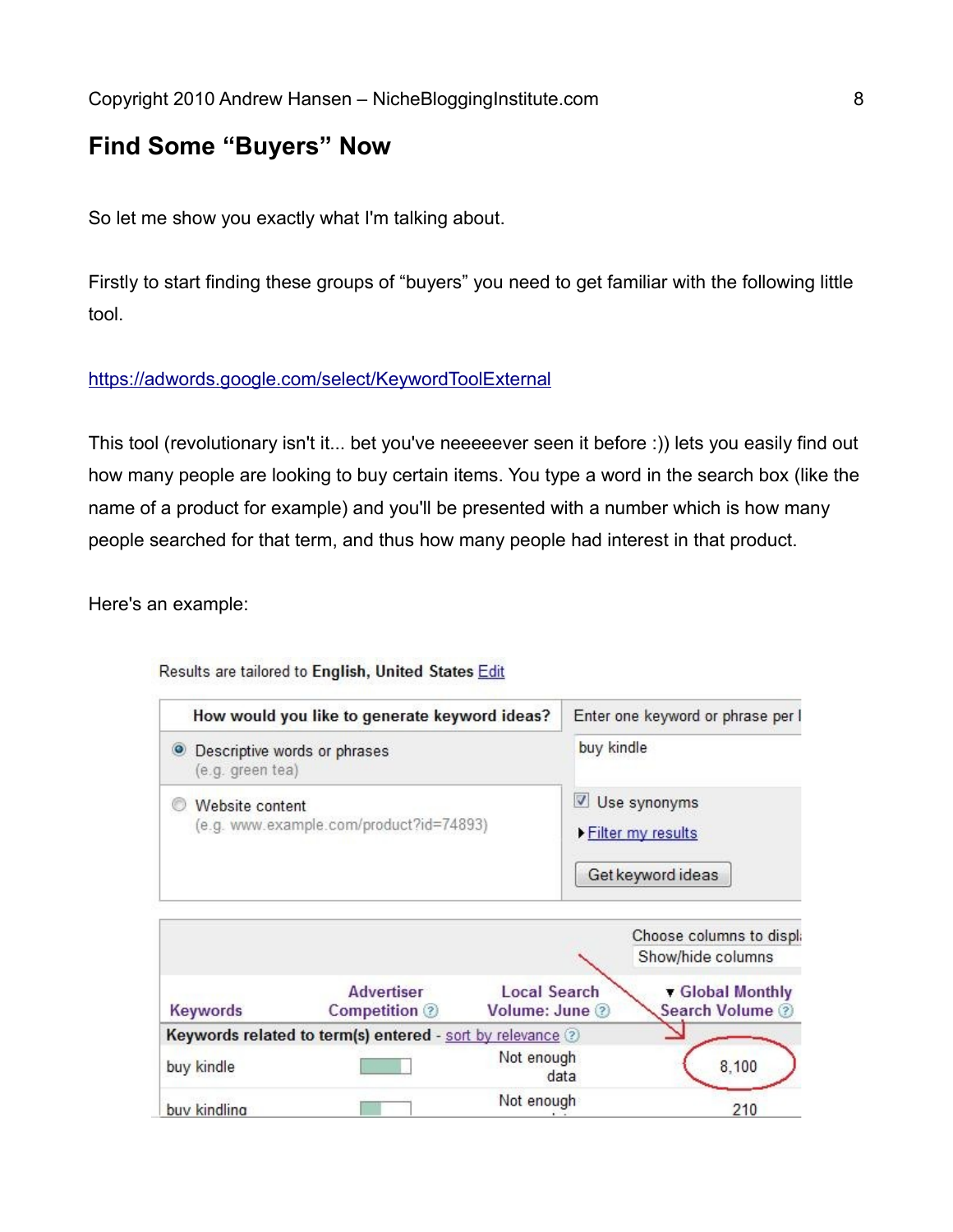## Find Some "Buyers" Now

So let me show you exactly what I'm talking about.

Firstly to start finding these groups of "buyers" you need to get familiar with the following little tool.

https://adwords.google.com/select/KeywordToolExternal

This tool (revolutionary isn't it... bet you've neeeeever seen it before :)) lets you easily find out how many people are looking to buy certain items. You type a word in the search box (like the name of a product for example) and you'll be presented with a number which is how many people searched for that term, and thus how many people had interest in that product.

Here's an example:

Results are tailored to **English, United States** Edit

| How would you like to generate keyword ideas? | Enter one keyword or phrase per l |
|---|---|
| ◉ Descriptive words or phrases (e.g. green tea) | buy kindle |
| ○ Website content (e.g. www.example.com/product?id=74893) | ☑ Use synonyms ▸ Filter my results [Get keyword ideas] |

Choose columns to displ Show/hide columns

| Keywords | Advertiser Competition | Local Search Volume: June | ▾ Global Monthly Search Volume |
|---|---|---|---|
| **Keywords related to term(s) entered** - sort by relevance | | | |
| buy kindle | | Not enough data | 8,100 |
| buy kindling | | Not enough | 210 |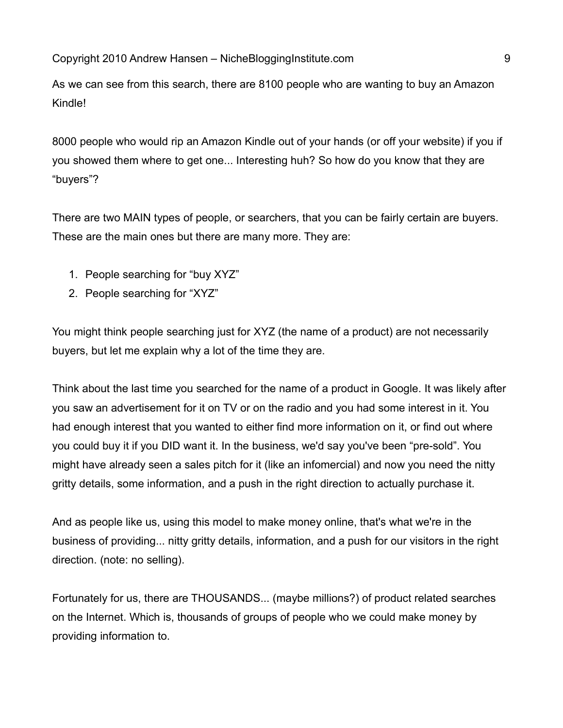As we can see from this search, there are 8100 people who are wanting to buy an Amazon Kindle!

8000 people who would rip an Amazon Kindle out of your hands (or off your website) if you if you showed them where to get one... Interesting huh? So how do you know that they are "buyers"?

There are two MAIN types of people, or searchers, that you can be fairly certain are buyers. These are the main ones but there are many more. They are:

1. People searching for "buy XYZ"
2. People searching for "XYZ"

You might think people searching just for XYZ (the name of a product) are not necessarily buyers, but let me explain why a lot of the time they are.

Think about the last time you searched for the name of a product in Google. It was likely after you saw an advertisement for it on TV or on the radio and you had some interest in it. You had enough interest that you wanted to either find more information on it, or find out where you could buy it if you DID want it. In the business, we'd say you've been "pre-sold". You might have already seen a sales pitch for it (like an infomercial) and now you need the nitty gritty details, some information, and a push in the right direction to actually purchase it.

And as people like us, using this model to make money online, that's what we're in the business of providing... nitty gritty details, information, and a push for our visitors in the right direction. (note: no selling).

Fortunately for us, there are THOUSANDS... (maybe millions?) of product related searches on the Internet. Which is, thousands of groups of people who we could make money by providing information to.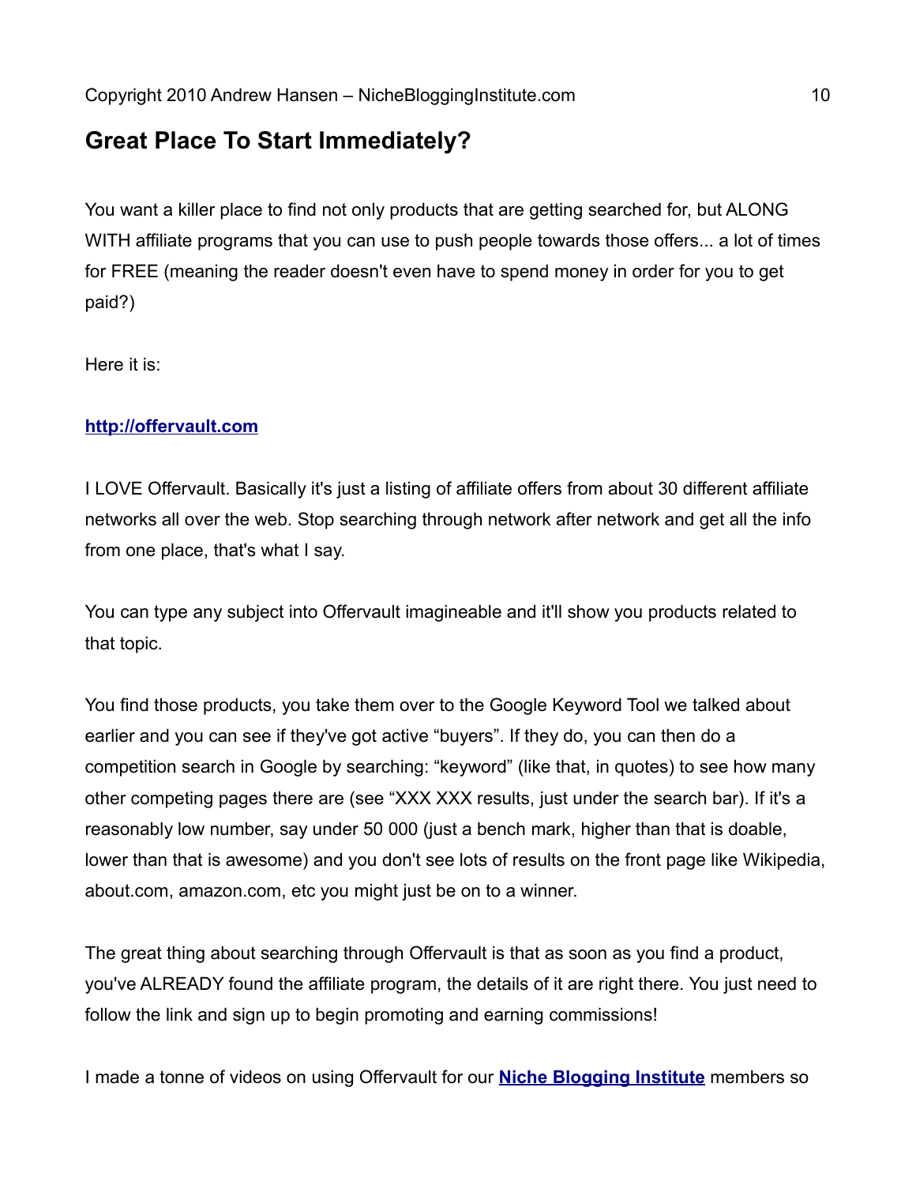## Great Place To Start Immediately?

You want a killer place to find not only products that are getting searched for, but ALONG WITH affiliate programs that you can use to push people towards those offers... a lot of times for FREE (meaning the reader doesn't even have to spend money in order for you to get paid?)

Here it is:

**[http://offervault.com](http://offervault.com)**

I LOVE Offervault. Basically it's just a listing of affiliate offers from about 30 different affiliate networks all over the web. Stop searching through network after network and get all the info from one place, that's what I say.

You can type any subject into Offervault imagineable and it'll show you products related to that topic.

You find those products, you take them over to the Google Keyword Tool we talked about earlier and you can see if they've got active "buyers". If they do, you can then do a competition search in Google by searching: "keyword" (like that, in quotes) to see how many other competing pages there are (see "XXX XXX results, just under the search bar). If it's a reasonably low number, say under 50 000 (just a bench mark, higher than that is doable, lower than that is awesome) and you don't see lots of results on the front page like Wikipedia, about.com, amazon.com, etc you might just be on to a winner.

The great thing about searching through Offervault is that as soon as you find a product, you've ALREADY found the affiliate program, the details of it are right there. You just need to follow the link and sign up to begin promoting and earning commissions!

I made a tonne of videos on using Offervault for our **Niche Blogging Institute** members so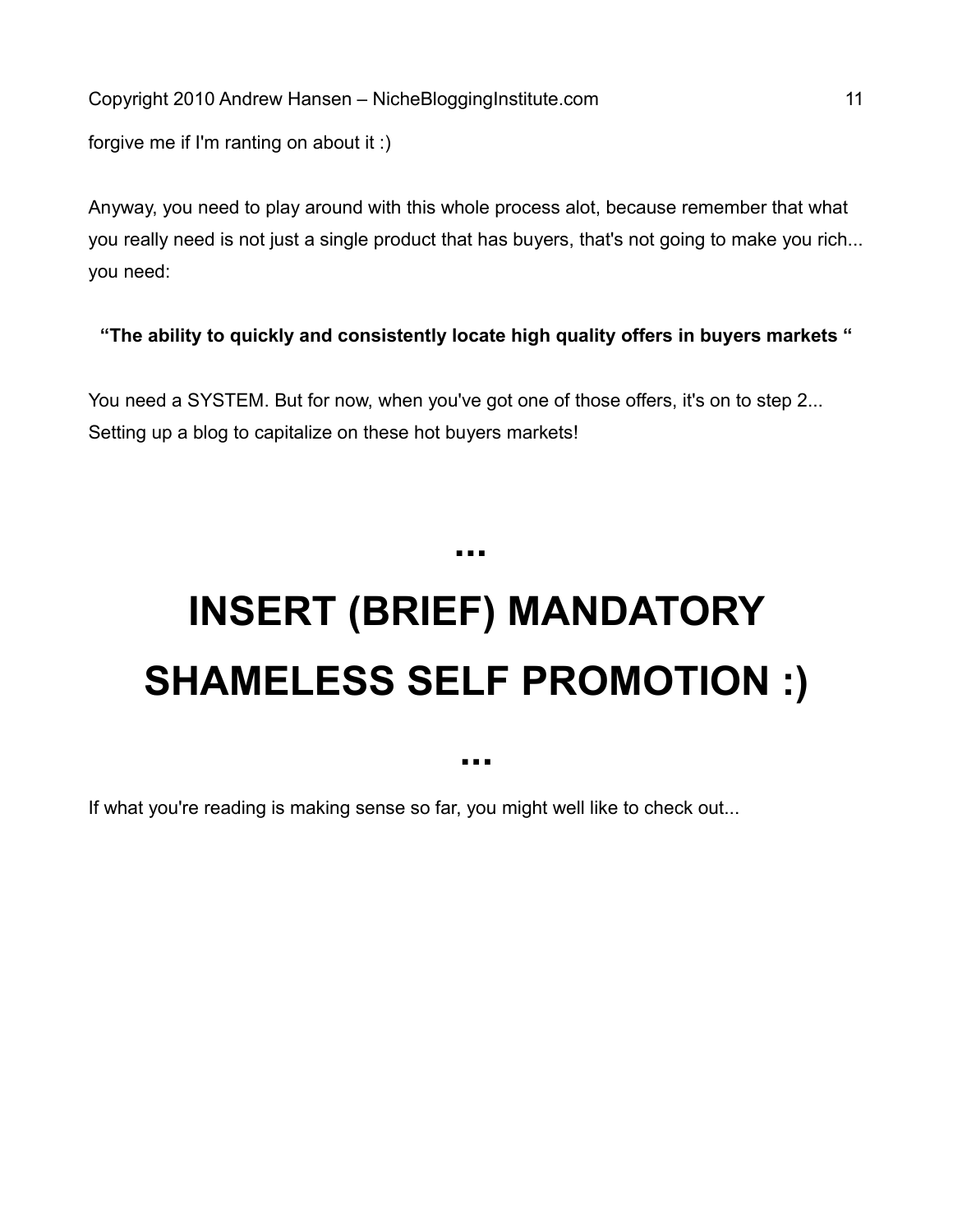forgive me if I'm ranting on about it :)

Anyway, you need to play around with this whole process alot, because remember that what you really need is not just a single product that has buyers, that's not going to make you rich... you need:

**"The ability to quickly and consistently locate high quality offers in buyers markets "**

You need a SYSTEM. But for now, when you've got one of those offers, it's on to step 2... Setting up a blog to capitalize on these hot buyers markets!

**...**

# INSERT (BRIEF) MANDATORY SHAMELESS SELF PROMOTION :)

**...**

If what you're reading is making sense so far, you might well like to check out...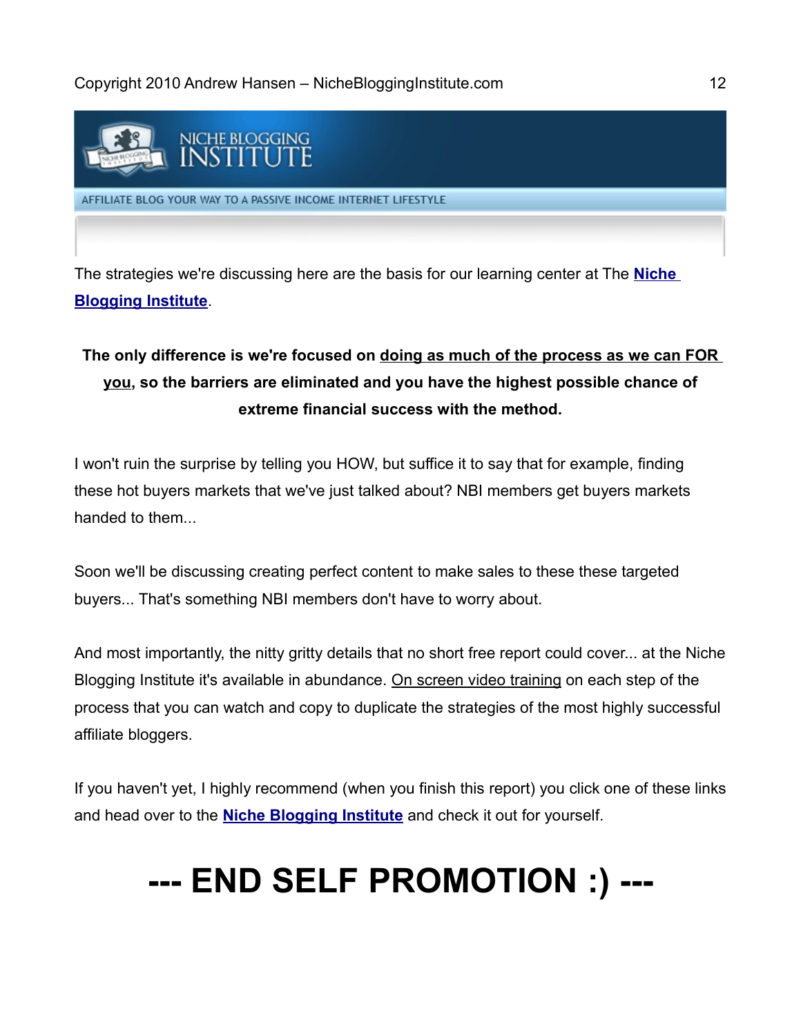NICHE BLOGGING INSTITUTE

AFFILIATE BLOG YOUR WAY TO A PASSIVE INCOME INTERNET LIFESTYLE

The strategies we're discussing here are the basis for our learning center at The **Niche Blogging Institute**.

**The only difference is we're focused on doing as much of the process as we can FOR you, so the barriers are eliminated and you have the highest possible chance of extreme financial success with the method.**

I won't ruin the surprise by telling you HOW, but suffice it to say that for example, finding these hot buyers markets that we've just talked about? NBI members get buyers markets handed to them...

Soon we'll be discussing creating perfect content to make sales to these these targeted buyers... That's something NBI members don't have to worry about.

And most importantly, the nitty gritty details that no short free report could cover... at the Niche Blogging Institute it's available in abundance. On screen video training on each step of the process that you can watch and copy to duplicate the strategies of the most highly successful affiliate bloggers.

If you haven't yet, I highly recommend (when you finish this report) you click one of these links and head over to the **Niche Blogging Institute** and check it out for yourself.

# --- END SELF PROMOTION :) ---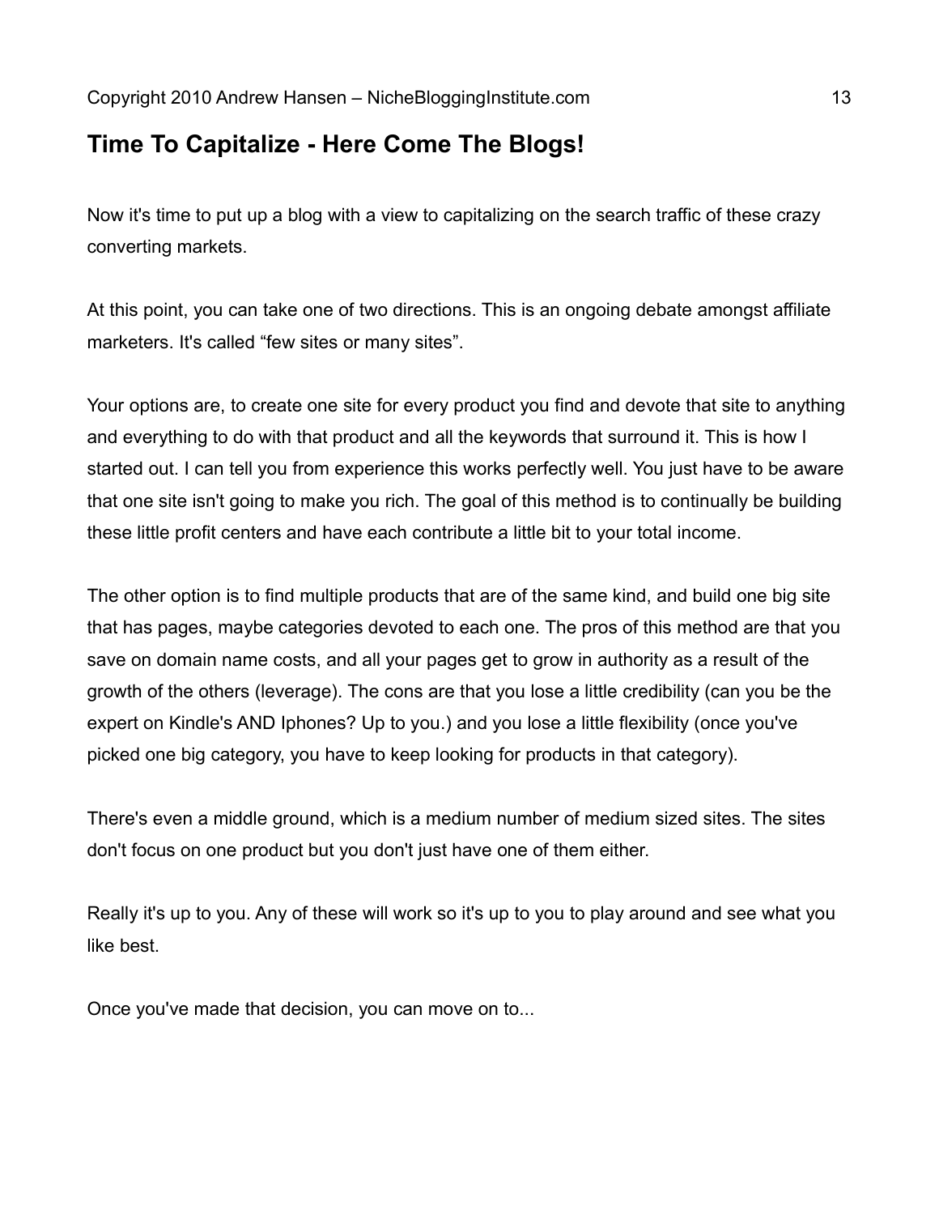## Time To Capitalize - Here Come The Blogs!

Now it's time to put up a blog with a view to capitalizing on the search traffic of these crazy converting markets.

At this point, you can take one of two directions. This is an ongoing debate amongst affiliate marketers. It's called “few sites or many sites”.

Your options are, to create one site for every product you find and devote that site to anything and everything to do with that product and all the keywords that surround it. This is how I started out. I can tell you from experience this works perfectly well. You just have to be aware that one site isn't going to make you rich. The goal of this method is to continually be building these little profit centers and have each contribute a little bit to your total income.

The other option is to find multiple products that are of the same kind, and build one big site that has pages, maybe categories devoted to each one. The pros of this method are that you save on domain name costs, and all your pages get to grow in authority as a result of the growth of the others (leverage). The cons are that you lose a little credibility (can you be the expert on Kindle's AND Iphones? Up to you.) and you lose a little flexibility (once you've picked one big category, you have to keep looking for products in that category).

There's even a middle ground, which is a medium number of medium sized sites. The sites don't focus on one product but you don't just have one of them either.

Really it's up to you. Any of these will work so it's up to you to play around and see what you like best.

Once you've made that decision, you can move on to...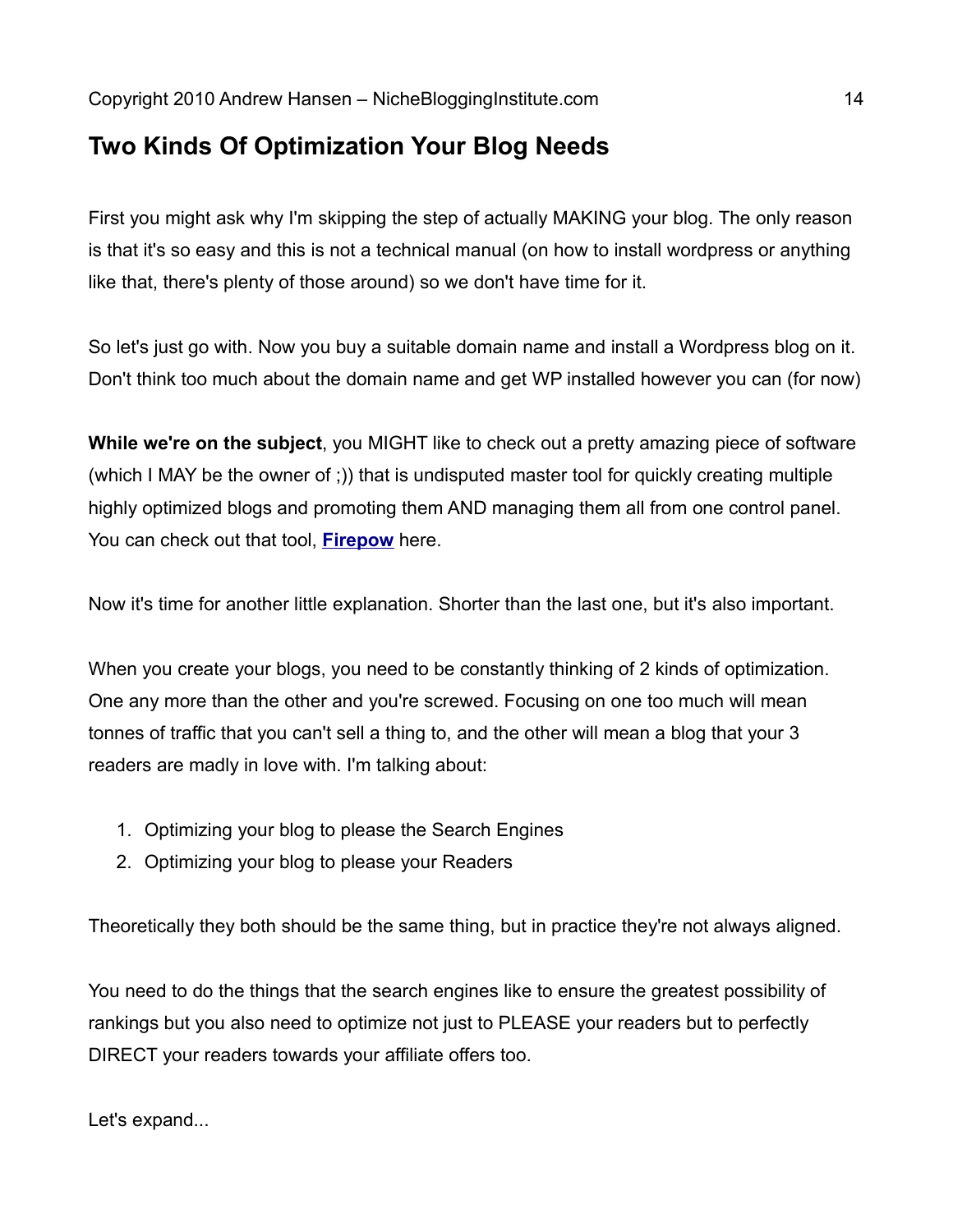## Two Kinds Of Optimization Your Blog Needs

First you might ask why I'm skipping the step of actually MAKING your blog. The only reason is that it's so easy and this is not a technical manual (on how to install wordpress or anything like that, there's plenty of those around) so we don't have time for it.

So let's just go with. Now you buy a suitable domain name and install a Wordpress blog on it. Don't think too much about the domain name and get WP installed however you can (for now)

**While we're on the subject**, you MIGHT like to check out a pretty amazing piece of software (which I MAY be the owner of ;)) that is undisputed master tool for quickly creating multiple highly optimized blogs and promoting them AND managing them all from one control panel. You can check out that tool, **Firepow** here.

Now it's time for another little explanation. Shorter than the last one, but it's also important.

When you create your blogs, you need to be constantly thinking of 2 kinds of optimization. One any more than the other and you're screwed. Focusing on one too much will mean tonnes of traffic that you can't sell a thing to, and the other will mean a blog that your 3 readers are madly in love with. I'm talking about:

1. Optimizing your blog to please the Search Engines
2. Optimizing your blog to please your Readers

Theoretically they both should be the same thing, but in practice they're not always aligned.

You need to do the things that the search engines like to ensure the greatest possibility of rankings but you also need to optimize not just to PLEASE your readers but to perfectly DIRECT your readers towards your affiliate offers too.

Let's expand...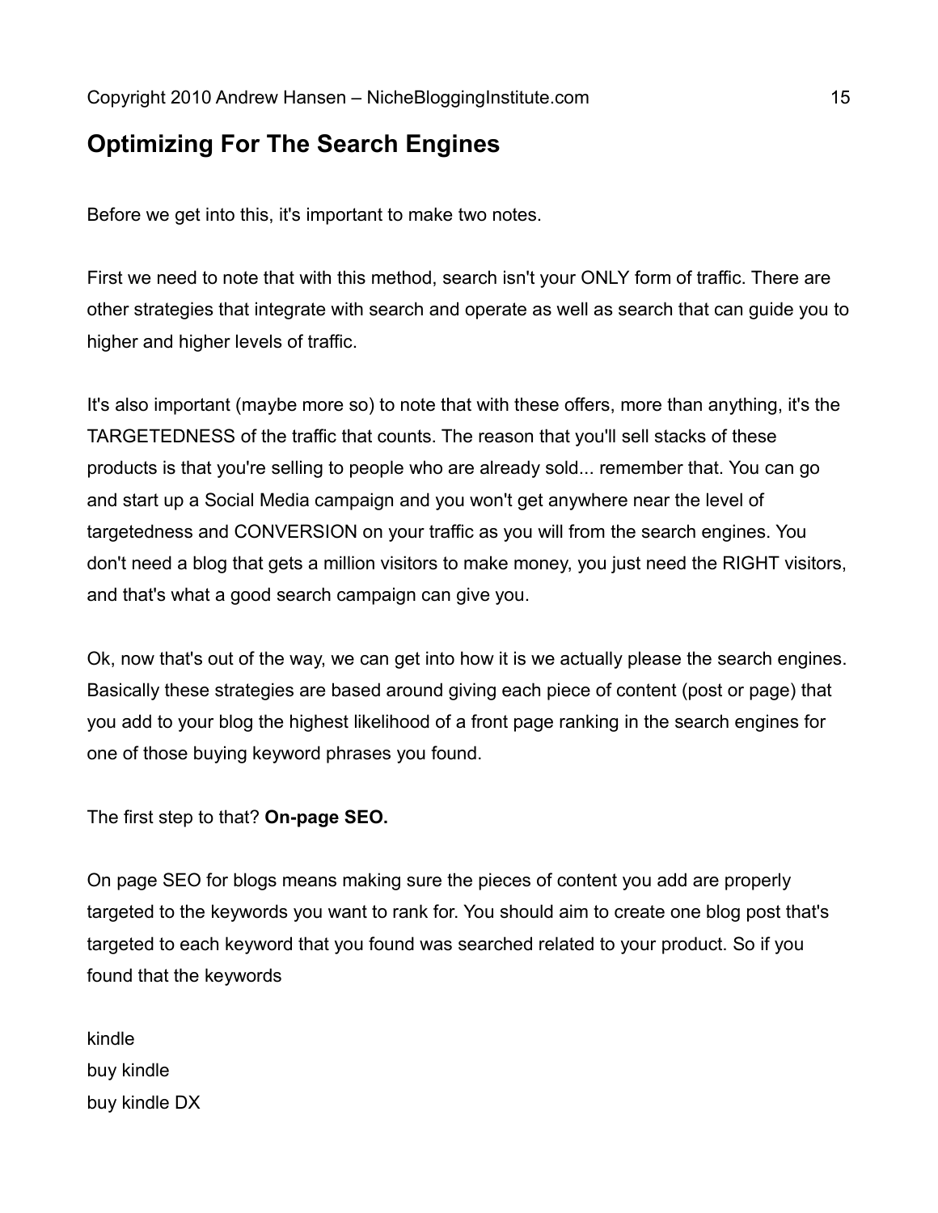## Optimizing For The Search Engines

Before we get into this, it's important to make two notes.

First we need to note that with this method, search isn't your ONLY form of traffic. There are other strategies that integrate with search and operate as well as search that can guide you to higher and higher levels of traffic.

It's also important (maybe more so) to note that with these offers, more than anything, it's the TARGETEDNESS of the traffic that counts. The reason that you'll sell stacks of these products is that you're selling to people who are already sold... remember that. You can go and start up a Social Media campaign and you won't get anywhere near the level of targetedness and CONVERSION on your traffic as you will from the search engines. You don't need a blog that gets a million visitors to make money, you just need the RIGHT visitors, and that's what a good search campaign can give you.

Ok, now that's out of the way, we can get into how it is we actually please the search engines. Basically these strategies are based around giving each piece of content (post or page) that you add to your blog the highest likelihood of a front page ranking in the search engines for one of those buying keyword phrases you found.

The first step to that? **On-page SEO.**

On page SEO for blogs means making sure the pieces of content you add are properly targeted to the keywords you want to rank for. You should aim to create one blog post that's targeted to each keyword that you found was searched related to your product. So if you found that the keywords

kindle
buy kindle
buy kindle DX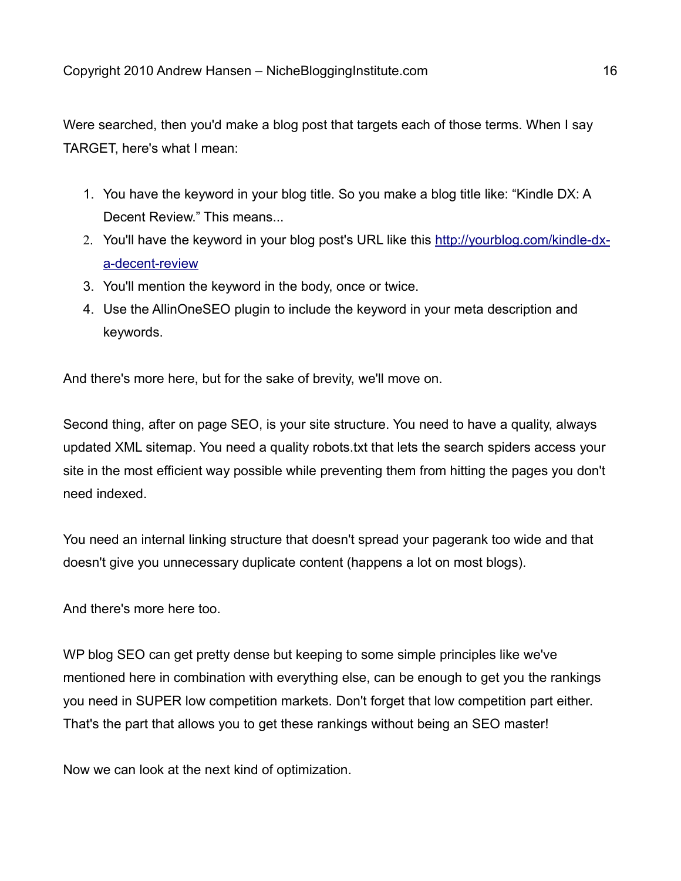Were searched, then you'd make a blog post that targets each of those terms. When I say TARGET, here's what I mean:

1. You have the keyword in your blog title. So you make a blog title like: "Kindle DX: A Decent Review." This means...
2. You'll have the keyword in your blog post's URL like this http://yourblog.com/kindle-dx-a-decent-review
3. You'll mention the keyword in the body, once or twice.
4. Use the AllinOneSEO plugin to include the keyword in your meta description and keywords.

And there's more here, but for the sake of brevity, we'll move on.

Second thing, after on page SEO, is your site structure. You need to have a quality, always updated XML sitemap. You need a quality robots.txt that lets the search spiders access your site in the most efficient way possible while preventing them from hitting the pages you don't need indexed.

You need an internal linking structure that doesn't spread your pagerank too wide and that doesn't give you unnecessary duplicate content (happens a lot on most blogs).

And there's more here too.

WP blog SEO can get pretty dense but keeping to some simple principles like we've mentioned here in combination with everything else, can be enough to get you the rankings you need in SUPER low competition markets. Don't forget that low competition part either. That's the part that allows you to get these rankings without being an SEO master!

Now we can look at the next kind of optimization.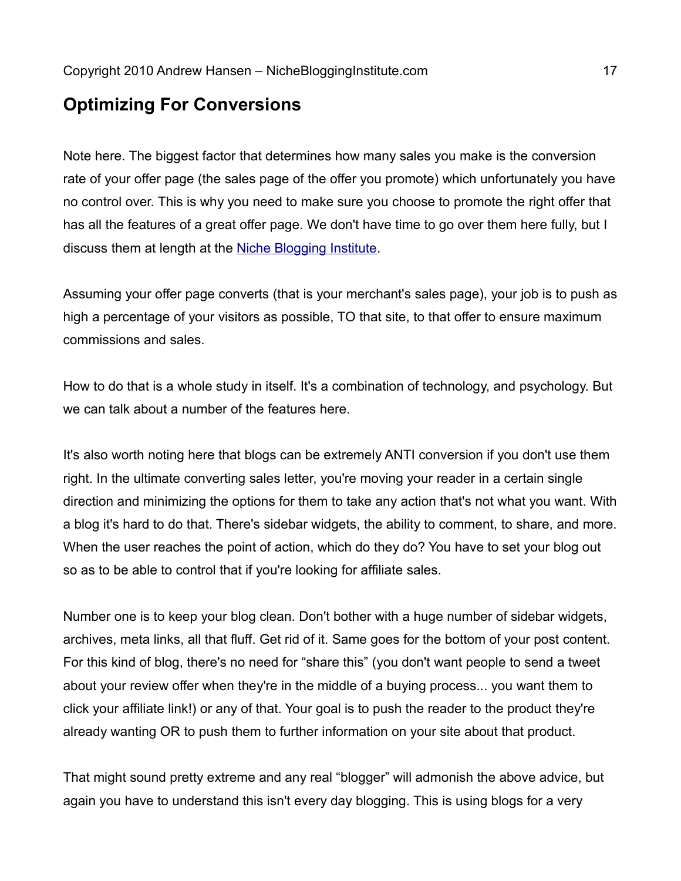## Optimizing For Conversions

Note here. The biggest factor that determines how many sales you make is the conversion rate of your offer page (the sales page of the offer you promote) which unfortunately you have no control over. This is why you need to make sure you choose to promote the right offer that has all the features of a great offer page. We don't have time to go over them here fully, but I discuss them at length at the Niche Blogging Institute.

Assuming your offer page converts (that is your merchant's sales page), your job is to push as high a percentage of your visitors as possible, TO that site, to that offer to ensure maximum commissions and sales.

How to do that is a whole study in itself. It's a combination of technology, and psychology. But we can talk about a number of the features here.

It's also worth noting here that blogs can be extremely ANTI conversion if you don't use them right. In the ultimate converting sales letter, you're moving your reader in a certain single direction and minimizing the options for them to take any action that's not what you want. With a blog it's hard to do that. There's sidebar widgets, the ability to comment, to share, and more. When the user reaches the point of action, which do they do? You have to set your blog out so as to be able to control that if you're looking for affiliate sales.

Number one is to keep your blog clean. Don't bother with a huge number of sidebar widgets, archives, meta links, all that fluff. Get rid of it. Same goes for the bottom of your post content. For this kind of blog, there's no need for "share this" (you don't want people to send a tweet about your review offer when they're in the middle of a buying process... you want them to click your affiliate link!) or any of that. Your goal is to push the reader to the product they're already wanting OR to push them to further information on your site about that product.

That might sound pretty extreme and any real "blogger" will admonish the above advice, but again you have to understand this isn't every day blogging. This is using blogs for a very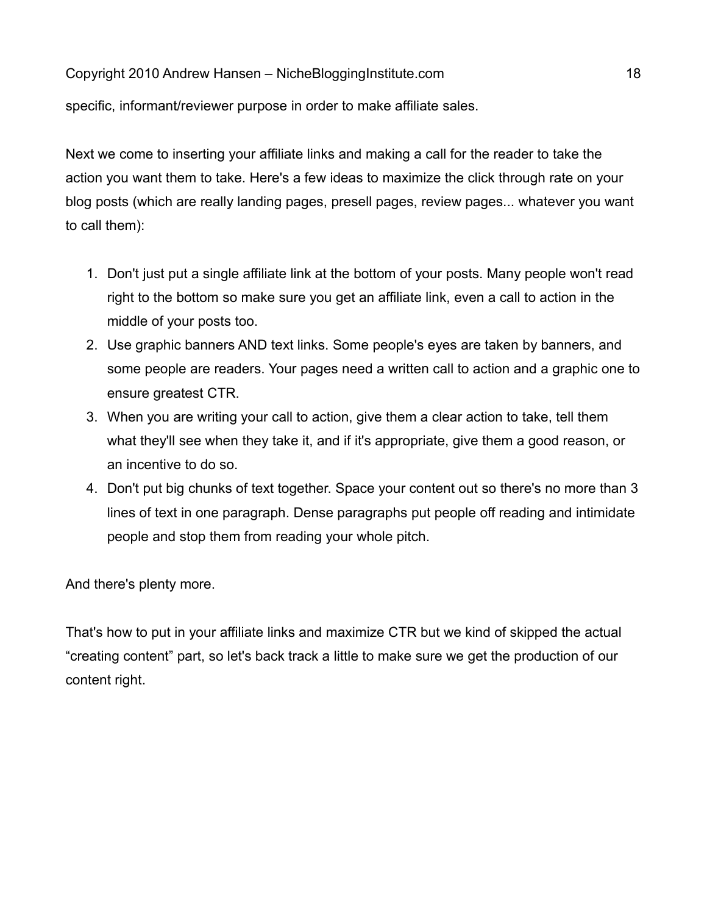specific, informant/reviewer purpose in order to make affiliate sales.

Next we come to inserting your affiliate links and making a call for the reader to take the action you want them to take. Here's a few ideas to maximize the click through rate on your blog posts (which are really landing pages, presell pages, review pages... whatever you want to call them):

1. Don't just put a single affiliate link at the bottom of your posts. Many people won't read right to the bottom so make sure you get an affiliate link, even a call to action in the middle of your posts too.
2. Use graphic banners AND text links. Some people's eyes are taken by banners, and some people are readers. Your pages need a written call to action and a graphic one to ensure greatest CTR.
3. When you are writing your call to action, give them a clear action to take, tell them what they'll see when they take it, and if it's appropriate, give them a good reason, or an incentive to do so.
4. Don't put big chunks of text together. Space your content out so there's no more than 3 lines of text in one paragraph. Dense paragraphs put people off reading and intimidate people and stop them from reading your whole pitch.

And there's plenty more.

That's how to put in your affiliate links and maximize CTR but we kind of skipped the actual "creating content" part, so let's back track a little to make sure we get the production of our content right.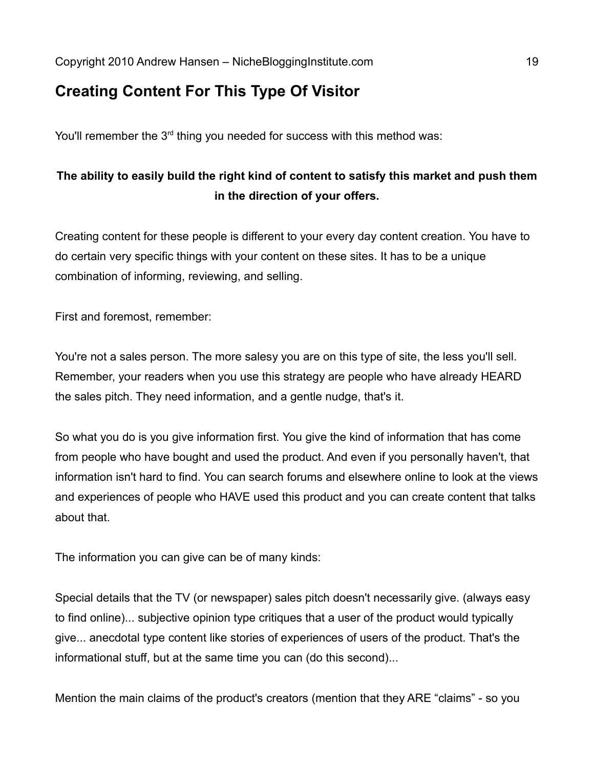## Creating Content For This Type Of Visitor

You'll remember the 3rd thing you needed for success with this method was:

**The ability to easily build the right kind of content to satisfy this market and push them in the direction of your offers.**

Creating content for these people is different to your every day content creation. You have to do certain very specific things with your content on these sites. It has to be a unique combination of informing, reviewing, and selling.

First and foremost, remember:

You're not a sales person. The more salesy you are on this type of site, the less you'll sell. Remember, your readers when you use this strategy are people who have already HEARD the sales pitch. They need information, and a gentle nudge, that's it.

So what you do is you give information first. You give the kind of information that has come from people who have bought and used the product. And even if you personally haven't, that information isn't hard to find. You can search forums and elsewhere online to look at the views and experiences of people who HAVE used this product and you can create content that talks about that.

The information you can give can be of many kinds:

Special details that the TV (or newspaper) sales pitch doesn't necessarily give. (always easy to find online)... subjective opinion type critiques that a user of the product would typically give... anecdotal type content like stories of experiences of users of the product. That's the informational stuff, but at the same time you can (do this second)...

Mention the main claims of the product's creators (mention that they ARE “claims” - so you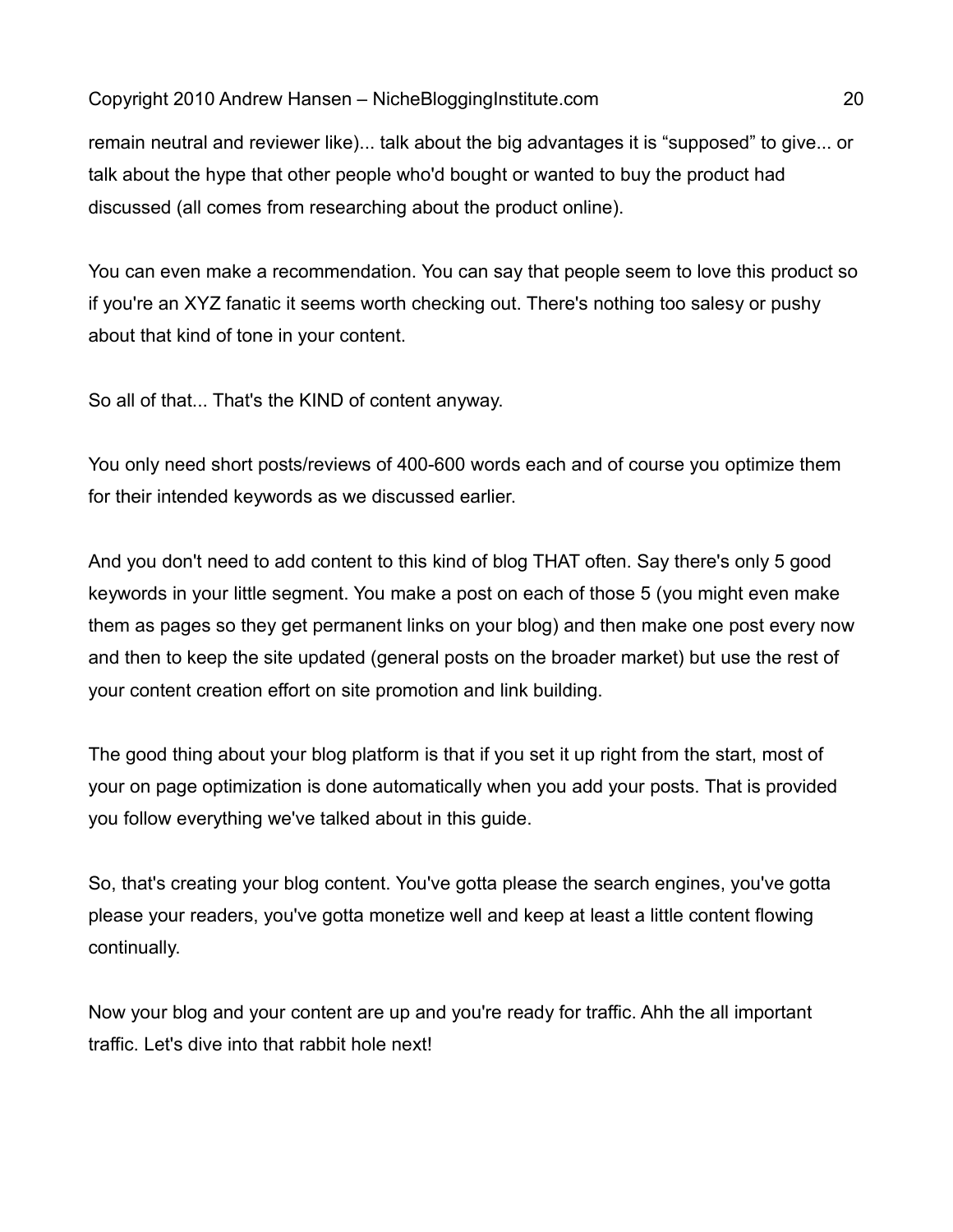remain neutral and reviewer like)... talk about the big advantages it is “supposed” to give... or talk about the hype that other people who'd bought or wanted to buy the product had discussed (all comes from researching about the product online).

You can even make a recommendation. You can say that people seem to love this product so if you're an XYZ fanatic it seems worth checking out. There's nothing too salesy or pushy about that kind of tone in your content.

So all of that... That's the KIND of content anyway.

You only need short posts/reviews of 400-600 words each and of course you optimize them for their intended keywords as we discussed earlier.

And you don't need to add content to this kind of blog THAT often. Say there's only 5 good keywords in your little segment. You make a post on each of those 5 (you might even make them as pages so they get permanent links on your blog) and then make one post every now and then to keep the site updated (general posts on the broader market) but use the rest of your content creation effort on site promotion and link building.

The good thing about your blog platform is that if you set it up right from the start, most of your on page optimization is done automatically when you add your posts. That is provided you follow everything we've talked about in this guide.

So, that's creating your blog content. You've gotta please the search engines, you've gotta please your readers, you've gotta monetize well and keep at least a little content flowing continually.

Now your blog and your content are up and you're ready for traffic. Ahh the all important traffic. Let's dive into that rabbit hole next!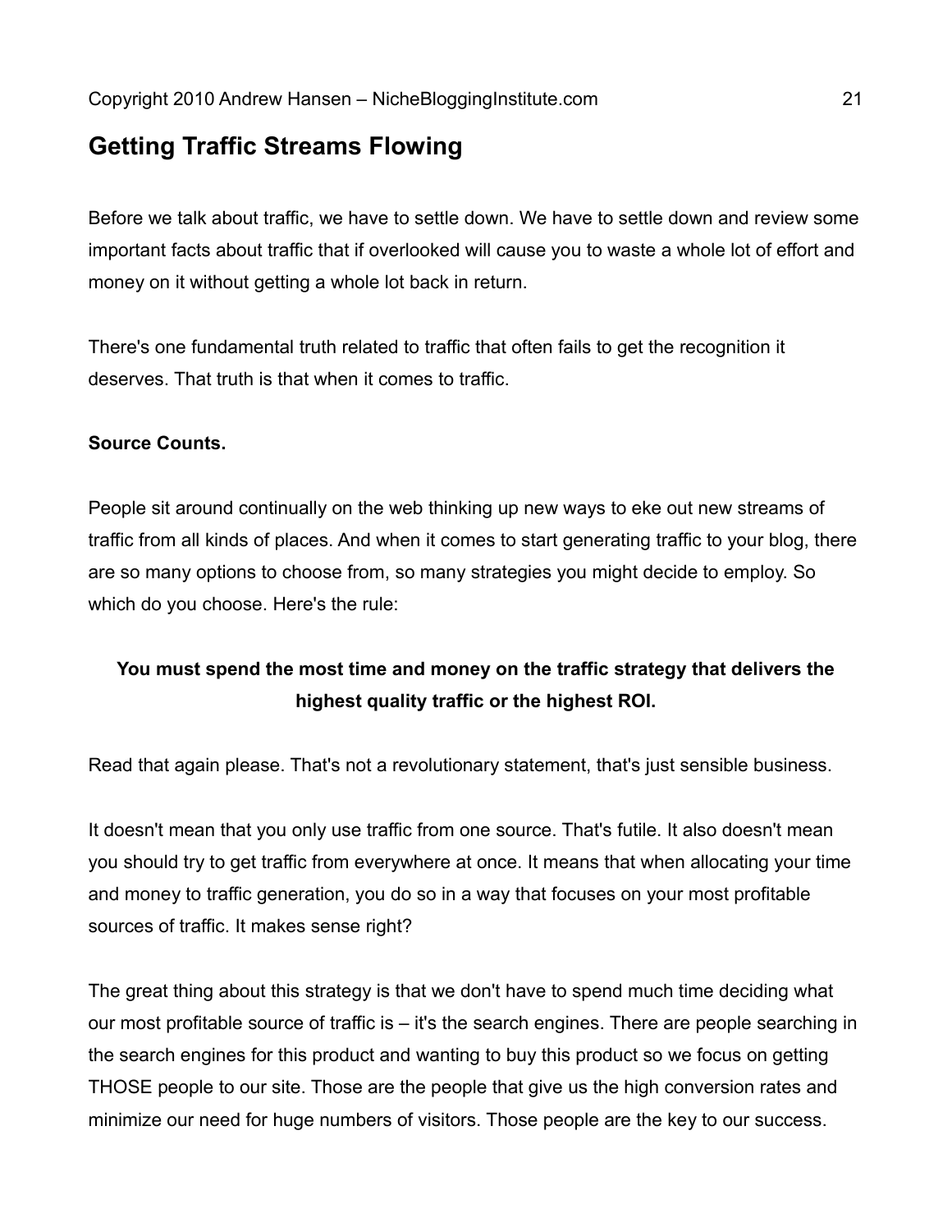## Getting Traffic Streams Flowing

Before we talk about traffic, we have to settle down. We have to settle down and review some important facts about traffic that if overlooked will cause you to waste a whole lot of effort and money on it without getting a whole lot back in return.

There's one fundamental truth related to traffic that often fails to get the recognition it deserves. That truth is that when it comes to traffic.

**Source Counts.**

People sit around continually on the web thinking up new ways to eke out new streams of traffic from all kinds of places. And when it comes to start generating traffic to your blog, there are so many options to choose from, so many strategies you might decide to employ. So which do you choose. Here's the rule:

**You must spend the most time and money on the traffic strategy that delivers the highest quality traffic or the highest ROI.**

Read that again please. That's not a revolutionary statement, that's just sensible business.

It doesn't mean that you only use traffic from one source. That's futile. It also doesn't mean you should try to get traffic from everywhere at once. It means that when allocating your time and money to traffic generation, you do so in a way that focuses on your most profitable sources of traffic. It makes sense right?

The great thing about this strategy is that we don't have to spend much time deciding what our most profitable source of traffic is – it's the search engines. There are people searching in the search engines for this product and wanting to buy this product so we focus on getting THOSE people to our site. Those are the people that give us the high conversion rates and minimize our need for huge numbers of visitors. Those people are the key to our success.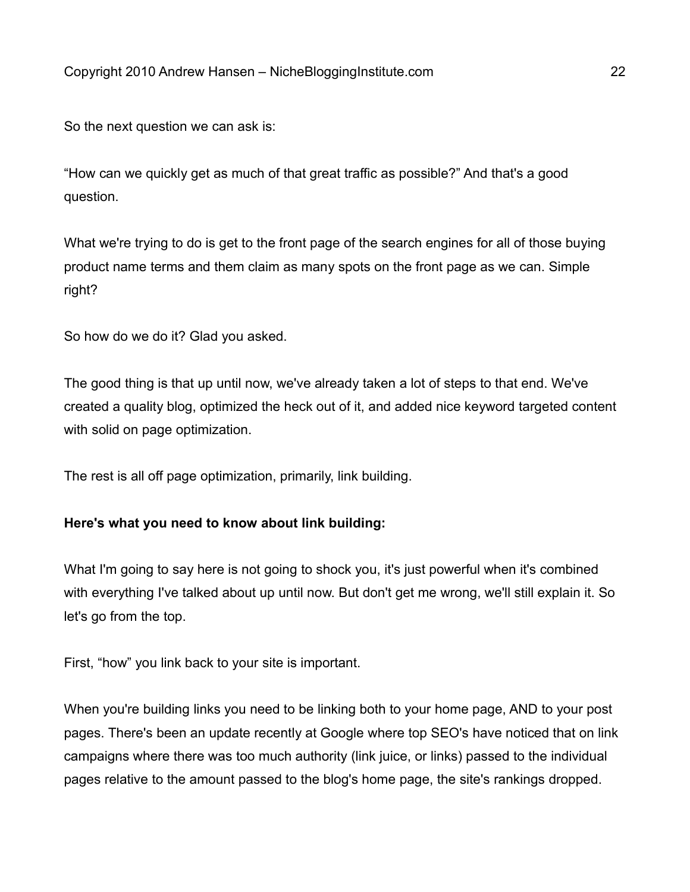So the next question we can ask is:

“How can we quickly get as much of that great traffic as possible?” And that's a good question.

What we're trying to do is get to the front page of the search engines for all of those buying product name terms and them claim as many spots on the front page as we can. Simple right?

So how do we do it? Glad you asked.

The good thing is that up until now, we've already taken a lot of steps to that end. We've created a quality blog, optimized the heck out of it, and added nice keyword targeted content with solid on page optimization.

The rest is all off page optimization, primarily, link building.

**Here's what you need to know about link building:**

What I'm going to say here is not going to shock you, it's just powerful when it's combined with everything I've talked about up until now. But don't get me wrong, we'll still explain it. So let's go from the top.

First, “how” you link back to your site is important.

When you're building links you need to be linking both to your home page, AND to your post pages. There's been an update recently at Google where top SEO's have noticed that on link campaigns where there was too much authority (link juice, or links) passed to the individual pages relative to the amount passed to the blog's home page, the site's rankings dropped.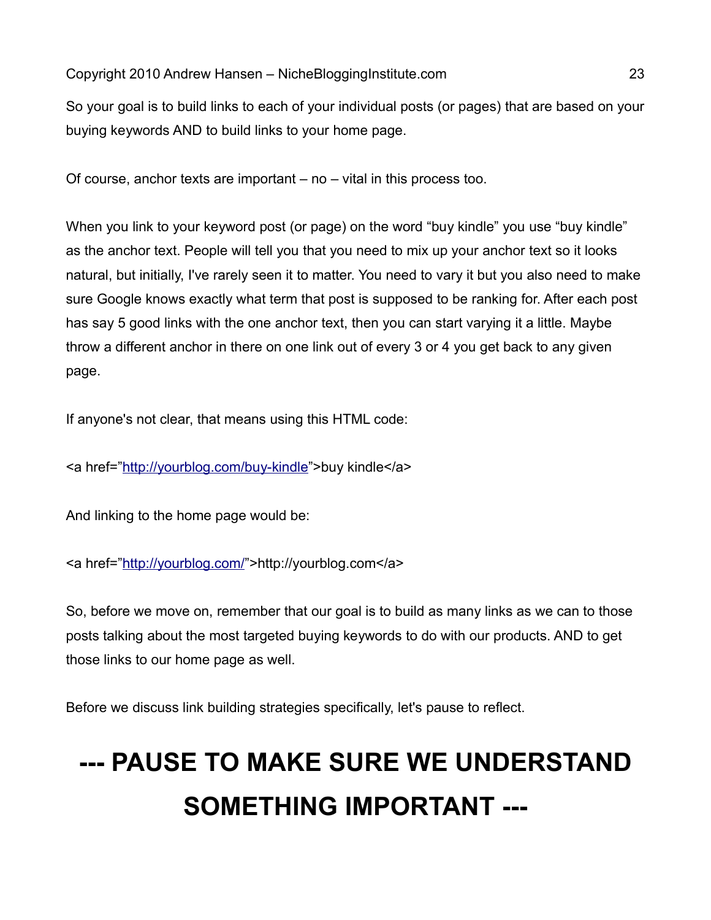So your goal is to build links to each of your individual posts (or pages) that are based on your buying keywords AND to build links to your home page.

Of course, anchor texts are important – no – vital in this process too.

When you link to your keyword post (or page) on the word "buy kindle" you use "buy kindle" as the anchor text. People will tell you that you need to mix up your anchor text so it looks natural, but initially, I've rarely seen it to matter. You need to vary it but you also need to make sure Google knows exactly what term that post is supposed to be ranking for. After each post has say 5 good links with the one anchor text, then you can start varying it a little. Maybe throw a different anchor in there on one link out of every 3 or 4 you get back to any given page.

If anyone's not clear, that means using this HTML code:

```
<a href="http://yourblog.com/buy-kindle">buy kindle</a>
```

And linking to the home page would be:

```
<a href="http://yourblog.com/">http://yourblog.com</a>
```

So, before we move on, remember that our goal is to build as many links as we can to those posts talking about the most targeted buying keywords to do with our products. AND to get those links to our home page as well.

Before we discuss link building strategies specifically, let's pause to reflect.

# --- PAUSE TO MAKE SURE WE UNDERSTAND SOMETHING IMPORTANT ---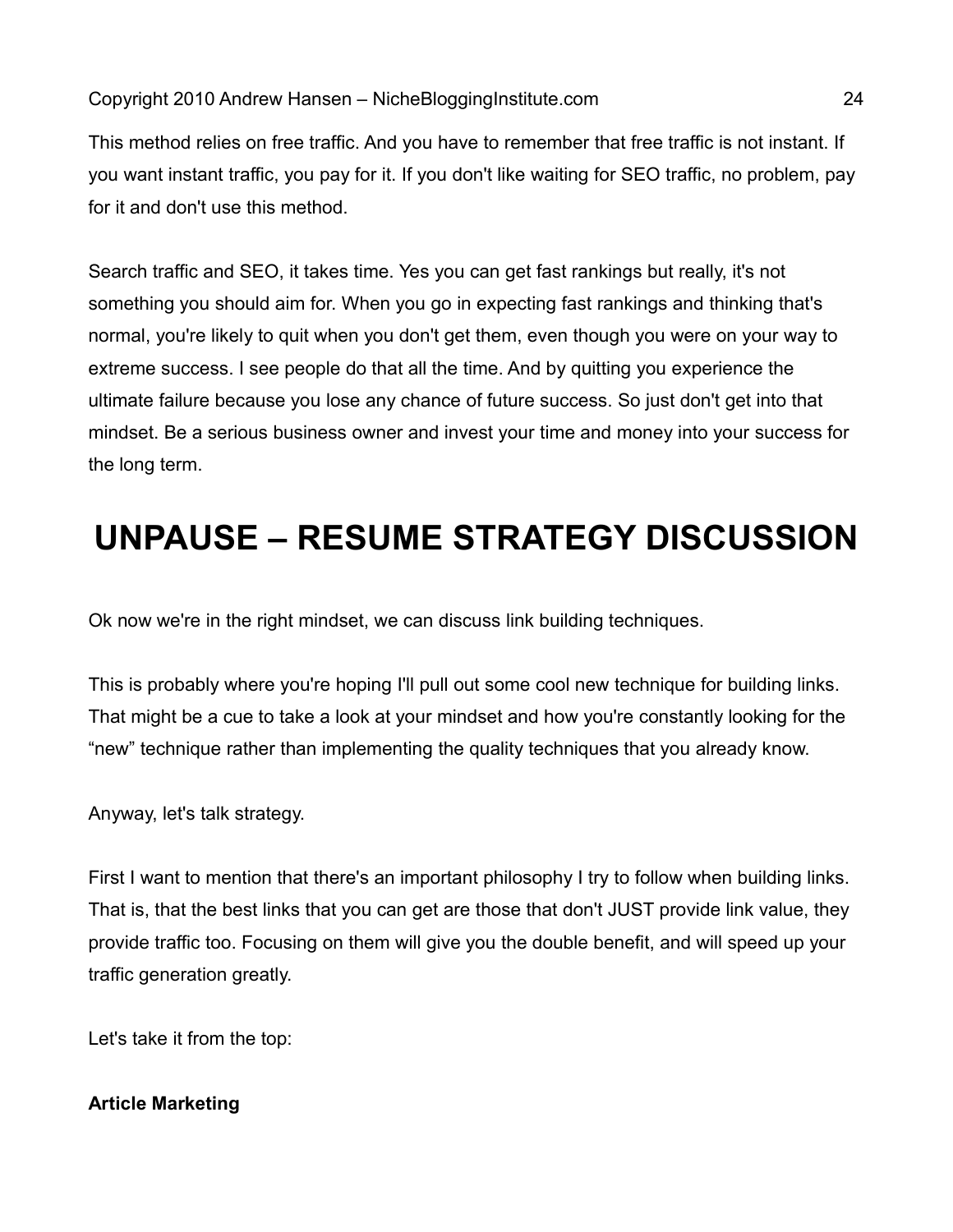This method relies on free traffic. And you have to remember that free traffic is not instant. If you want instant traffic, you pay for it. If you don't like waiting for SEO traffic, no problem, pay for it and don't use this method.

Search traffic and SEO, it takes time. Yes you can get fast rankings but really, it's not something you should aim for. When you go in expecting fast rankings and thinking that's normal, you're likely to quit when you don't get them, even though you were on your way to extreme success. I see people do that all the time. And by quitting you experience the ultimate failure because you lose any chance of future success. So just don't get into that mindset. Be a serious business owner and invest your time and money into your success for the long term.

# UNPAUSE – RESUME STRATEGY DISCUSSION

Ok now we're in the right mindset, we can discuss link building techniques.

This is probably where you're hoping I'll pull out some cool new technique for building links. That might be a cue to take a look at your mindset and how you're constantly looking for the "new" technique rather than implementing the quality techniques that you already know.

Anyway, let's talk strategy.

First I want to mention that there's an important philosophy I try to follow when building links. That is, that the best links that you can get are those that don't JUST provide link value, they provide traffic too. Focusing on them will give you the double benefit, and will speed up your traffic generation greatly.

Let's take it from the top:

**Article Marketing**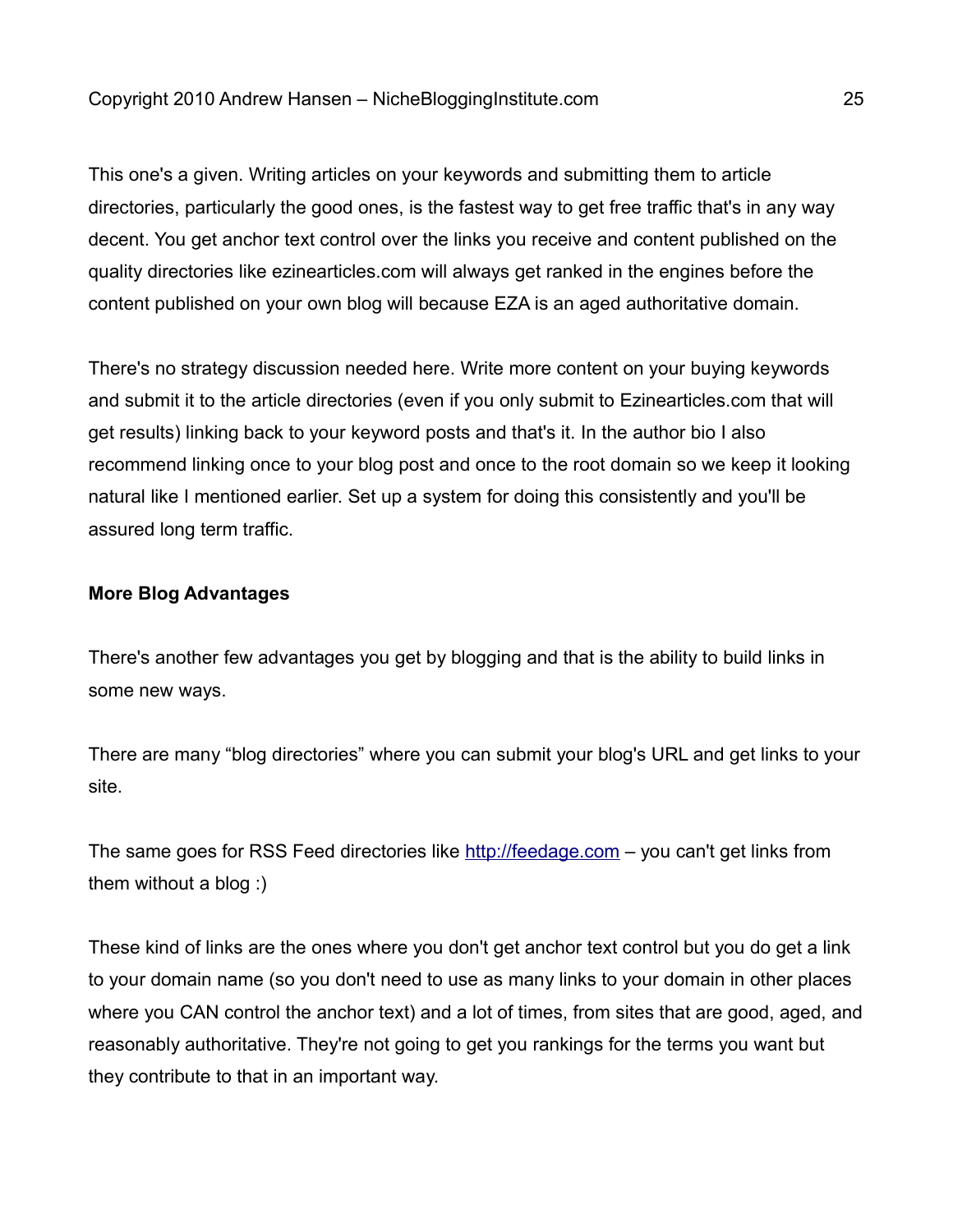This one's a given. Writing articles on your keywords and submitting them to article directories, particularly the good ones, is the fastest way to get free traffic that's in any way decent. You get anchor text control over the links you receive and content published on the quality directories like ezinearticles.com will always get ranked in the engines before the content published on your own blog will because EZA is an aged authoritative domain.

There's no strategy discussion needed here. Write more content on your buying keywords and submit it to the article directories (even if you only submit to Ezinearticles.com that will get results) linking back to your keyword posts and that's it. In the author bio I also recommend linking once to your blog post and once to the root domain so we keep it looking natural like I mentioned earlier. Set up a system for doing this consistently and you'll be assured long term traffic.

**More Blog Advantages**

There's another few advantages you get by blogging and that is the ability to build links in some new ways.

There are many "blog directories" where you can submit your blog's URL and get links to your site.

The same goes for RSS Feed directories like [http://feedage.com](http://feedage.com) – you can't get links from them without a blog :)

These kind of links are the ones where you don't get anchor text control but you do get a link to your domain name (so you don't need to use as many links to your domain in other places where you CAN control the anchor text) and a lot of times, from sites that are good, aged, and reasonably authoritative. They're not going to get you rankings for the terms you want but they contribute to that in an important way.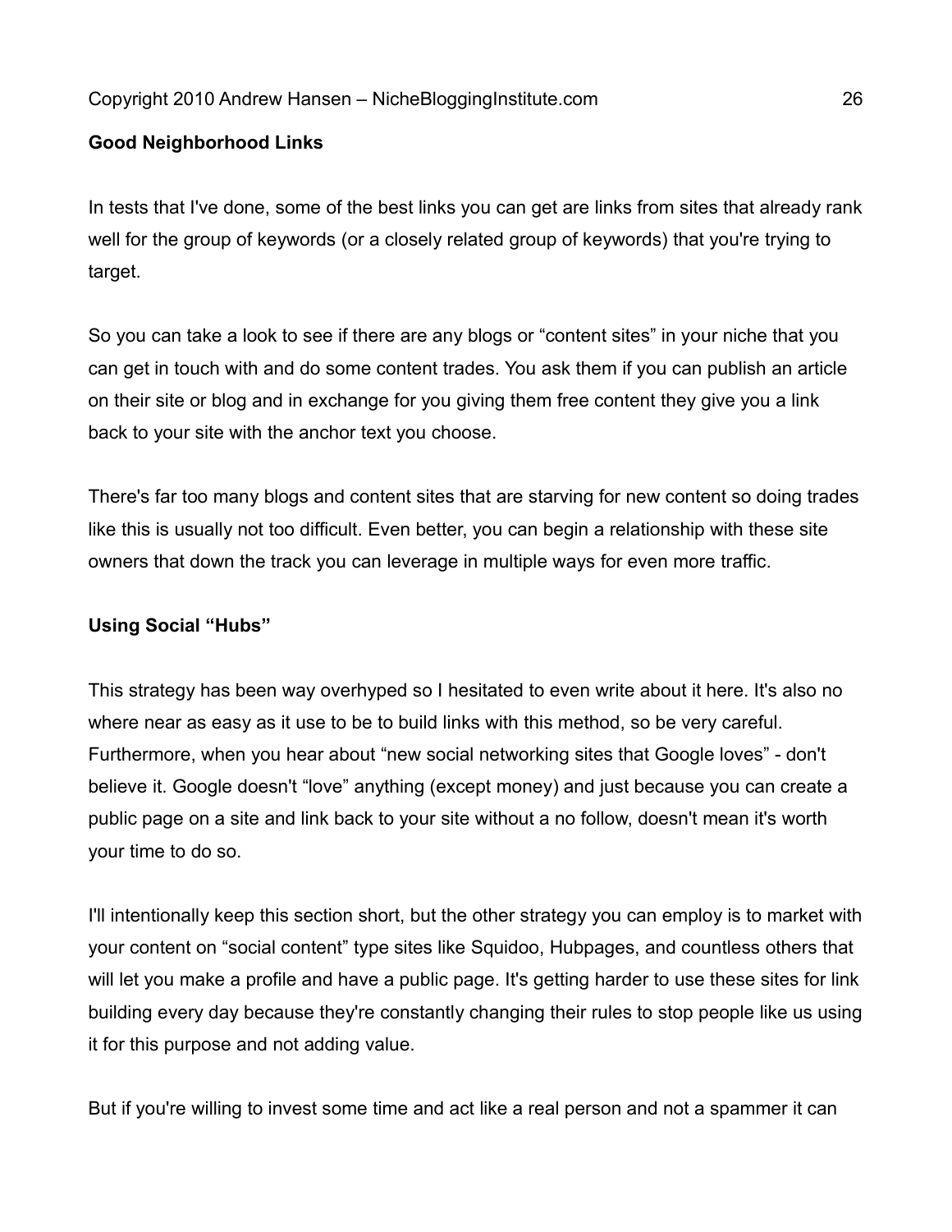**Good Neighborhood Links**

In tests that I've done, some of the best links you can get are links from sites that already rank well for the group of keywords (or a closely related group of keywords) that you're trying to target.

So you can take a look to see if there are any blogs or "content sites" in your niche that you can get in touch with and do some content trades. You ask them if you can publish an article on their site or blog and in exchange for you giving them free content they give you a link back to your site with the anchor text you choose.

There's far too many blogs and content sites that are starving for new content so doing trades like this is usually not too difficult. Even better, you can begin a relationship with these site owners that down the track you can leverage in multiple ways for even more traffic.

**Using Social "Hubs"**

This strategy has been way overhyped so I hesitated to even write about it here. It's also no where near as easy as it use to be to build links with this method, so be very careful. Furthermore, when you hear about "new social networking sites that Google loves" - don't believe it. Google doesn't "love" anything (except money) and just because you can create a public page on a site and link back to your site without a no follow, doesn't mean it's worth your time to do so.

I'll intentionally keep this section short, but the other strategy you can employ is to market with your content on "social content" type sites like Squidoo, Hubpages, and countless others that will let you make a profile and have a public page. It's getting harder to use these sites for link building every day because they're constantly changing their rules to stop people like us using it for this purpose and not adding value.

But if you're willing to invest some time and act like a real person and not a spammer it can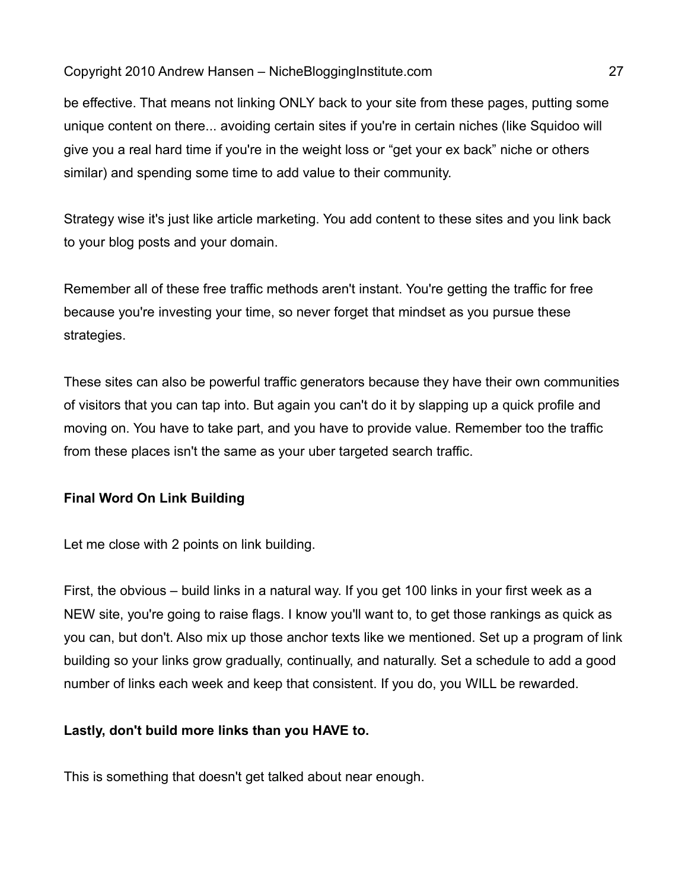be effective. That means not linking ONLY back to your site from these pages, putting some unique content on there... avoiding certain sites if you're in certain niches (like Squidoo will give you a real hard time if you're in the weight loss or “get your ex back” niche or others similar) and spending some time to add value to their community.

Strategy wise it's just like article marketing. You add content to these sites and you link back to your blog posts and your domain.

Remember all of these free traffic methods aren't instant. You're getting the traffic for free because you're investing your time, so never forget that mindset as you pursue these strategies.

These sites can also be powerful traffic generators because they have their own communities of visitors that you can tap into. But again you can't do it by slapping up a quick profile and moving on. You have to take part, and you have to provide value. Remember too the traffic from these places isn't the same as your uber targeted search traffic.

**Final Word On Link Building**

Let me close with 2 points on link building.

First, the obvious – build links in a natural way. If you get 100 links in your first week as a NEW site, you're going to raise flags. I know you'll want to, to get those rankings as quick as you can, but don't. Also mix up those anchor texts like we mentioned. Set up a program of link building so your links grow gradually, continually, and naturally. Set a schedule to add a good number of links each week and keep that consistent. If you do, you WILL be rewarded.

**Lastly, don't build more links than you HAVE to.**

This is something that doesn't get talked about near enough.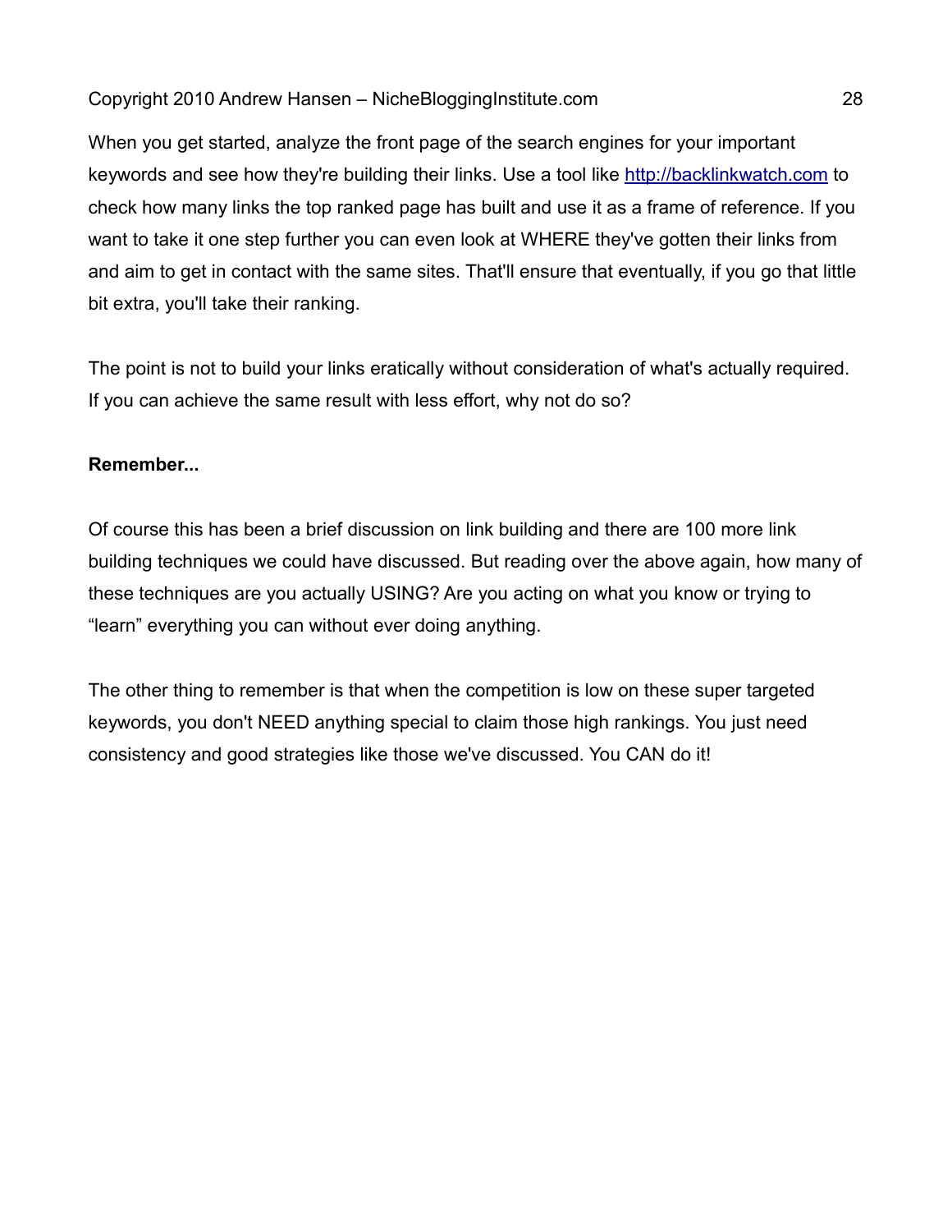When you get started, analyze the front page of the search engines for your important keywords and see how they're building their links. Use a tool like [http://backlinkwatch.com](http://backlinkwatch.com) to check how many links the top ranked page has built and use it as a frame of reference. If you want to take it one step further you can even look at WHERE they've gotten their links from and aim to get in contact with the same sites. That'll ensure that eventually, if you go that little bit extra, you'll take their ranking.

The point is not to build your links eratically without consideration of what's actually required. If you can achieve the same result with less effort, why not do so?

**Remember...**

Of course this has been a brief discussion on link building and there are 100 more link building techniques we could have discussed. But reading over the above again, how many of these techniques are you actually USING? Are you acting on what you know or trying to "learn" everything you can without ever doing anything.

The other thing to remember is that when the competition is low on these super targeted keywords, you don't NEED anything special to claim those high rankings. You just need consistency and good strategies like those we've discussed. You CAN do it!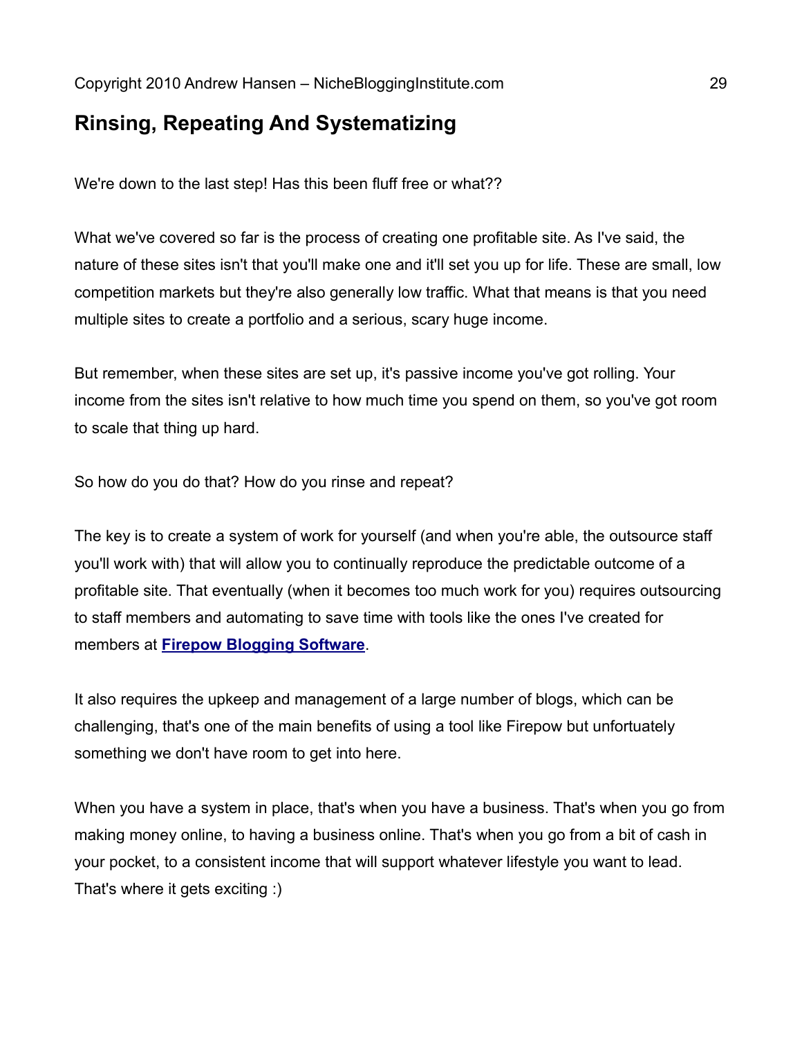## Rinsing, Repeating And Systematizing

We're down to the last step! Has this been fluff free or what??

What we've covered so far is the process of creating one profitable site. As I've said, the nature of these sites isn't that you'll make one and it'll set you up for life. These are small, low competition markets but they're also generally low traffic. What that means is that you need multiple sites to create a portfolio and a serious, scary huge income.

But remember, when these sites are set up, it's passive income you've got rolling. Your income from the sites isn't relative to how much time you spend on them, so you've got room to scale that thing up hard.

So how do you do that? How do you rinse and repeat?

The key is to create a system of work for yourself (and when you're able, the outsource staff you'll work with) that will allow you to continually reproduce the predictable outcome of a profitable site. That eventually (when it becomes too much work for you) requires outsourcing to staff members and automating to save time with tools like the ones I've created for members at **Firepow Blogging Software**.

It also requires the upkeep and management of a large number of blogs, which can be challenging, that's one of the main benefits of using a tool like Firepow but unfortuately something we don't have room to get into here.

When you have a system in place, that's when you have a business. That's when you go from making money online, to having a business online. That's when you go from a bit of cash in your pocket, to a consistent income that will support whatever lifestyle you want to lead. That's where it gets exciting :)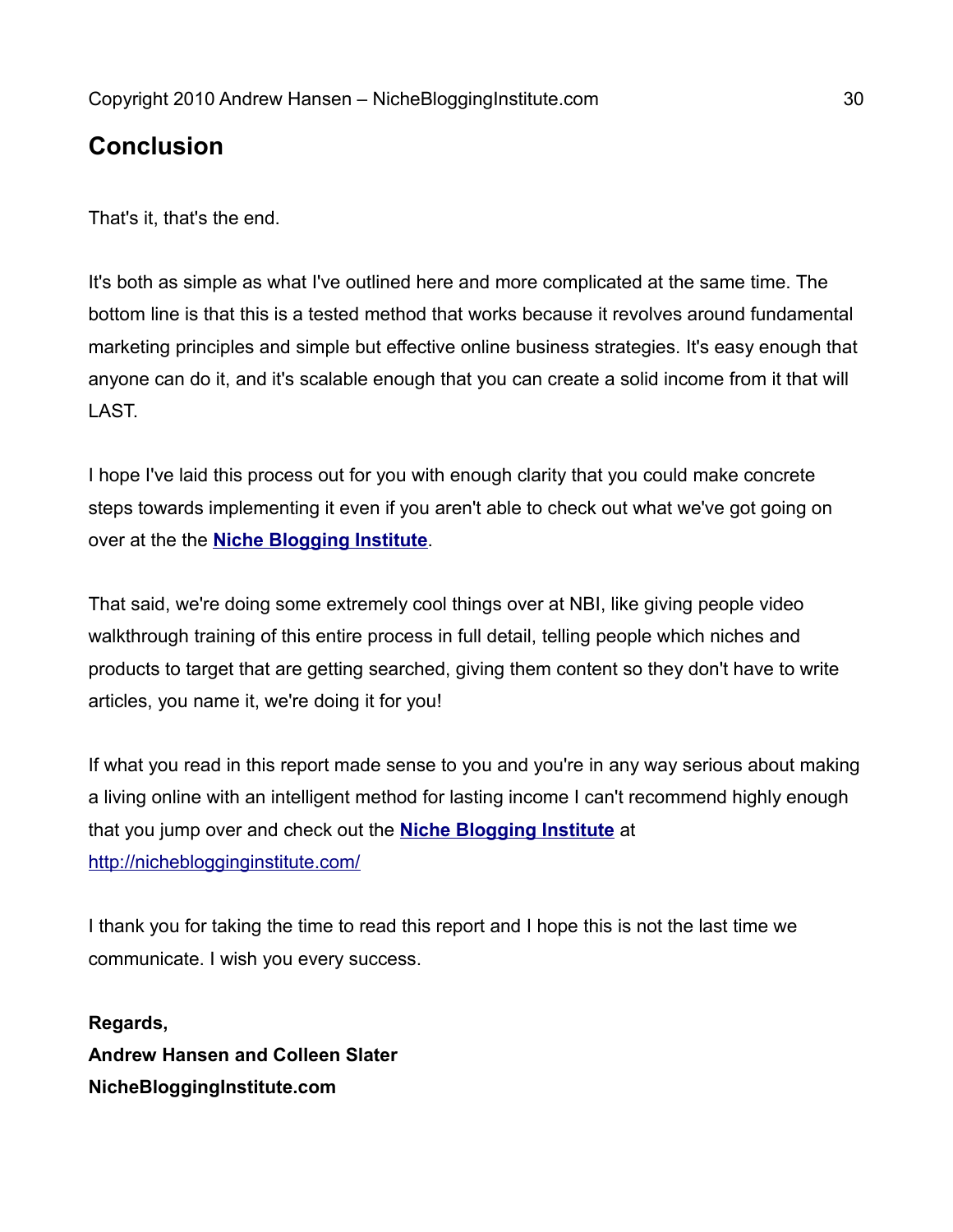## Conclusion

That's it, that's the end.

It's both as simple as what I've outlined here and more complicated at the same time. The bottom line is that this is a tested method that works because it revolves around fundamental marketing principles and simple but effective online business strategies. It's easy enough that anyone can do it, and it's scalable enough that you can create a solid income from it that will LAST.

I hope I've laid this process out for you with enough clarity that you could make concrete steps towards implementing it even if you aren't able to check out what we've got going on over at the the **[Niche Blogging Institute](http://nichebligginginstitute.com/)**.

That said, we're doing some extremely cool things over at NBI, like giving people video walkthrough training of this entire process in full detail, telling people which niches and products to target that are getting searched, giving them content so they don't have to write articles, you name it, we're doing it for you!

If what you read in this report made sense to you and you're in any way serious about making a living online with an intelligent method for lasting income I can't recommend highly enough that you jump over and check out the **[Niche Blogging Institute](http://nichebligginginstitute.com/)** at [http://nichebligginginstitute.com/](http://nichebligginginstitute.com/)

I thank you for taking the time to read this report and I hope this is not the last time we communicate. I wish you every success.

**Regards,**
**Andrew Hansen and Colleen Slater**
**NicheBloggingInstitute.com**